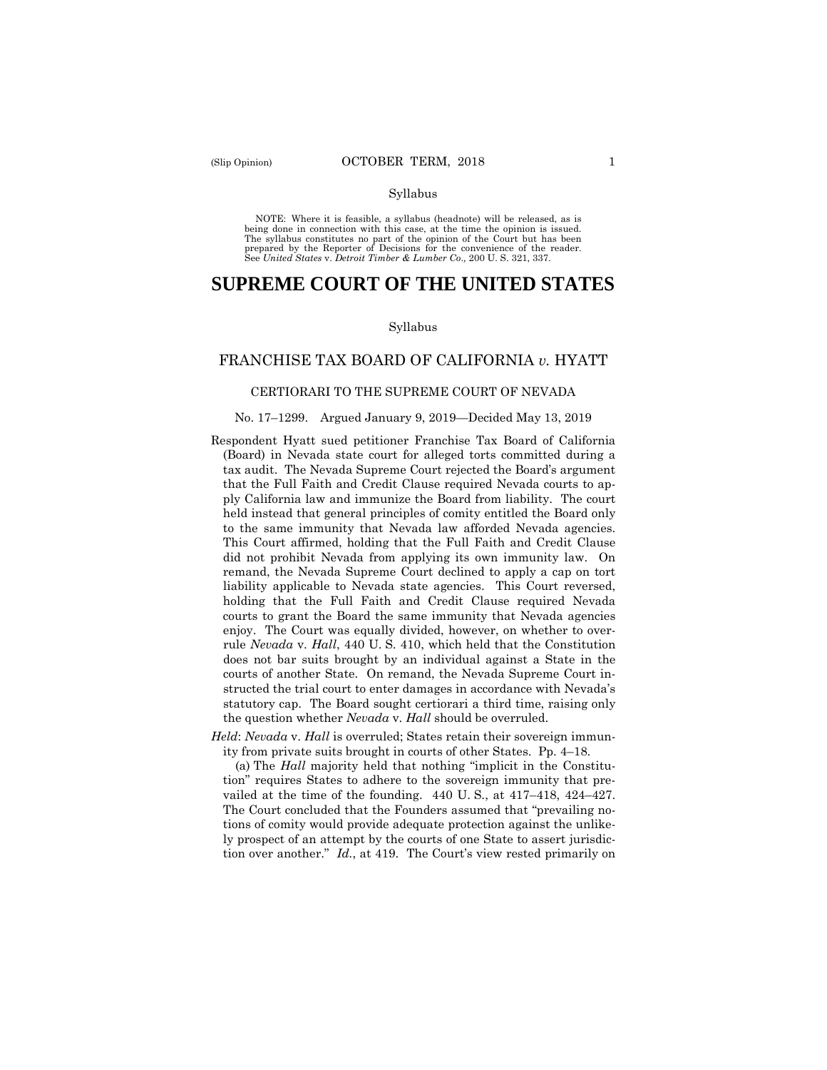Syllabus

NOTE: Where it is feasible, a syllabus (headnote) will be released, as is being done in connection with this case, at the time the opinion is issued. The syllabus constitutes no part of the opinion of the Court but has been prepared by the Reporter of Decisions for the convenience of the reader. See *United States* v. *Detroit Timber & Lumber Co.,* 200 U. S. 321, 337.

# SUPREME COURT OF THE UNITED STATES

Syllabus

## FRANCHISE TAX BOARD OF CALIFORNIA *v.* HYATT

CERTIORARI TO THE SUPREME COURT OF NEVADA

No. 17–1299. Argued January 9, 2019—Decided May 13, 2019

Respondent Hyatt sued petitioner Franchise Tax Board of California (Board) in Nevada state court for alleged torts committed during a tax audit. The Nevada Supreme Court rejected the Board's argument that the Full Faith and Credit Clause required Nevada courts to apply California law and immunize the Board from liability. The court held instead that general principles of comity entitled the Board only to the same immunity that Nevada law afforded Nevada agencies. This Court affirmed, holding that the Full Faith and Credit Clause did not prohibit Nevada from applying its own immunity law. On remand, the Nevada Supreme Court declined to apply a cap on tort liability applicable to Nevada state agencies. This Court reversed, holding that the Full Faith and Credit Clause required Nevada courts to grant the Board the same immunity that Nevada agencies enjoy. The Court was equally divided, however, on whether to overrule *Nevada* v. *Hall*, 440 U. S. 410, which held that the Constitution does not bar suits brought by an individual against a State in the courts of another State. On remand, the Nevada Supreme Court instructed the trial court to enter damages in accordance with Nevada's statutory cap. The Board sought certiorari a third time, raising only the question whether *Nevada* v. *Hall* should be overruled.

*Held*: *Nevada* v. *Hall* is overruled; States retain their sovereign immunity from private suits brought in courts of other States. Pp. 4–18.

(a) The *Hall* majority held that nothing "implicit in the Constitution" requires States to adhere to the sovereign immunity that prevailed at the time of the founding. 440 U. S., at 417–418, 424–427. The Court concluded that the Founders assumed that "prevailing notions of comity would provide adequate protection against the unlikely prospect of an attempt by the courts of one State to assert jurisdiction over another." *Id.*, at 419. The Court's view rested primarily on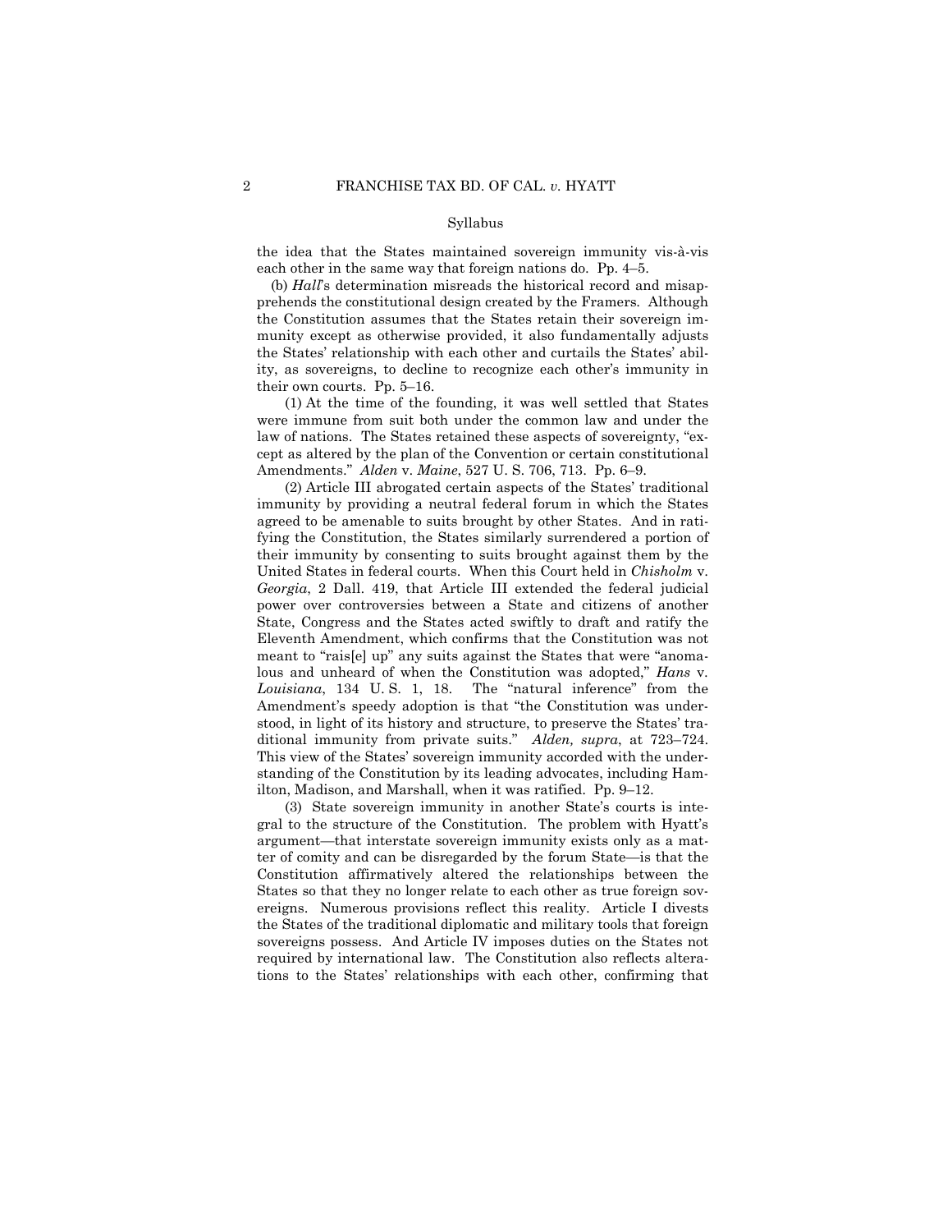the idea that the States maintained sovereign immunity vis-à-vis each other in the same way that foreign nations do. Pp. 4–5.

(b) *Hall*'s determination misreads the historical record and misapprehends the constitutional design created by the Framers. Although the Constitution assumes that the States retain their sovereign immunity except as otherwise provided, it also fundamentally adjusts the States' relationship with each other and curtails the States' ability, as sovereigns, to decline to recognize each other's immunity in their own courts. Pp. 5–16.

(1) At the time of the founding, it was well settled that States were immune from suit both under the common law and under the law of nations. The States retained these aspects of sovereignty, "except as altered by the plan of the Convention or certain constitutional Amendments." *Alden* v. *Maine*, 527 U. S. 706, 713. Pp. 6–9.

(2) Article III abrogated certain aspects of the States' traditional immunity by providing a neutral federal forum in which the States agreed to be amenable to suits brought by other States. And in ratifying the Constitution, the States similarly surrendered a portion of their immunity by consenting to suits brought against them by the United States in federal courts. When this Court held in *Chisholm* v. *Georgia*, 2 Dall. 419, that Article III extended the federal judicial power over controversies between a State and citizens of another State, Congress and the States acted swiftly to draft and ratify the Eleventh Amendment, which confirms that the Constitution was not meant to "rais[e] up" any suits against the States that were "anomalous and unheard of when the Constitution was adopted," *Hans* v. *Louisiana*, 134 U. S. 1, 18. The "natural inference" from the Amendment's speedy adoption is that "the Constitution was understood, in light of its history and structure, to preserve the States' traditional immunity from private suits." *Alden, supra*, at 723–724. This view of the States' sovereign immunity accorded with the understanding of the Constitution by its leading advocates, including Hamilton, Madison, and Marshall, when it was ratified. Pp. 9–12.

(3) State sovereign immunity in another State's courts is integral to the structure of the Constitution. The problem with Hyatt's argument—that interstate sovereign immunity exists only as a matter of comity and can be disregarded by the forum State—is that the Constitution affirmatively altered the relationships between the States so that they no longer relate to each other as true foreign sovereigns. Numerous provisions reflect this reality. Article I divests the States of the traditional diplomatic and military tools that foreign sovereigns possess. And Article IV imposes duties on the States not required by international law. The Constitution also reflects alterations to the States' relationships with each other, confirming that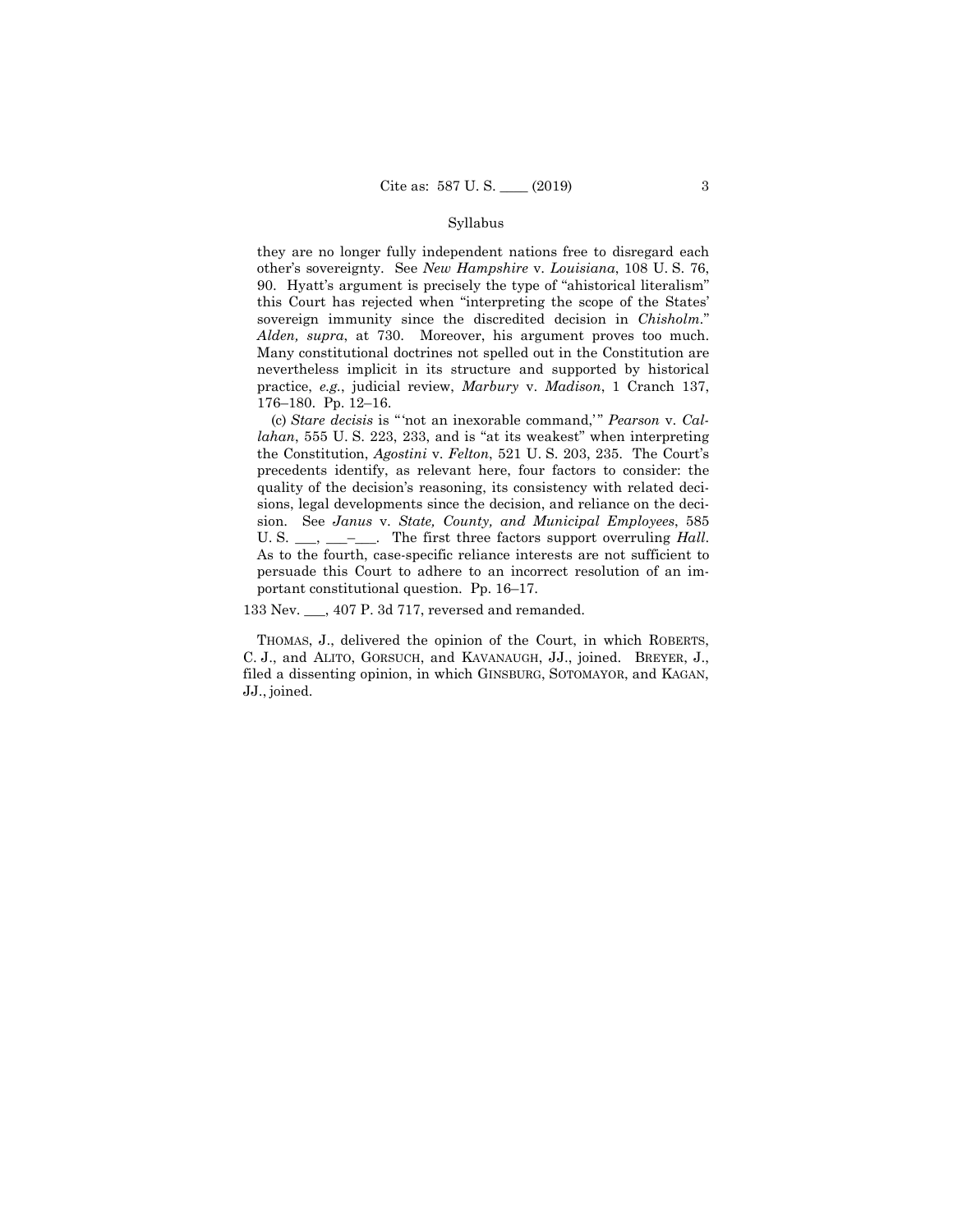they are no longer fully independent nations free to disregard each other's sovereignty. See *New Hampshire* v. *Louisiana*, 108 U. S. 76, 90. Hyatt's argument is precisely the type of "ahistorical literalism" this Court has rejected when "interpreting the scope of the States' sovereign immunity since the discredited decision in *Chisholm*." *Alden, supra*, at 730. Moreover, his argument proves too much. Many constitutional doctrines not spelled out in the Constitution are nevertheless implicit in its structure and supported by historical practice, *e.g.*, judicial review, *Marbury* v. *Madison*, 1 Cranch 137, 176–180. Pp. 12–16.

(c) *Stare decisis* is "'not an inexorable command,'" *Pearson* v. *Callahan*, 555 U. S. 223, 233, and is "at its weakest" when interpreting the Constitution, *Agostini* v. *Felton*, 521 U. S. 203, 235. The Court's precedents identify, as relevant here, four factors to consider: the quality of the decision's reasoning, its consistency with related decisions, legal developments since the decision, and reliance on the decision. See *Janus* v. *State, County, and Municipal Employees*, 585 U. S. \_\_\_, \_\_\_–\_\_\_. The first three factors support overruling *Hall*. As to the fourth, case-specific reliance interests are not sufficient to persuade this Court to adhere to an incorrect resolution of an important constitutional question. Pp. 16–17.

133 Nev. \_\_\_, 407 P. 3d 717, reversed and remanded.

THOMAS, J., delivered the opinion of the Court, in which ROBERTS, C. J., and ALITO, GORSUCH, and KAVANAUGH, JJ., joined. BREYER, J., filed a dissenting opinion, in which GINSBURG, SOTOMAYOR, and KAGAN, JJ., joined.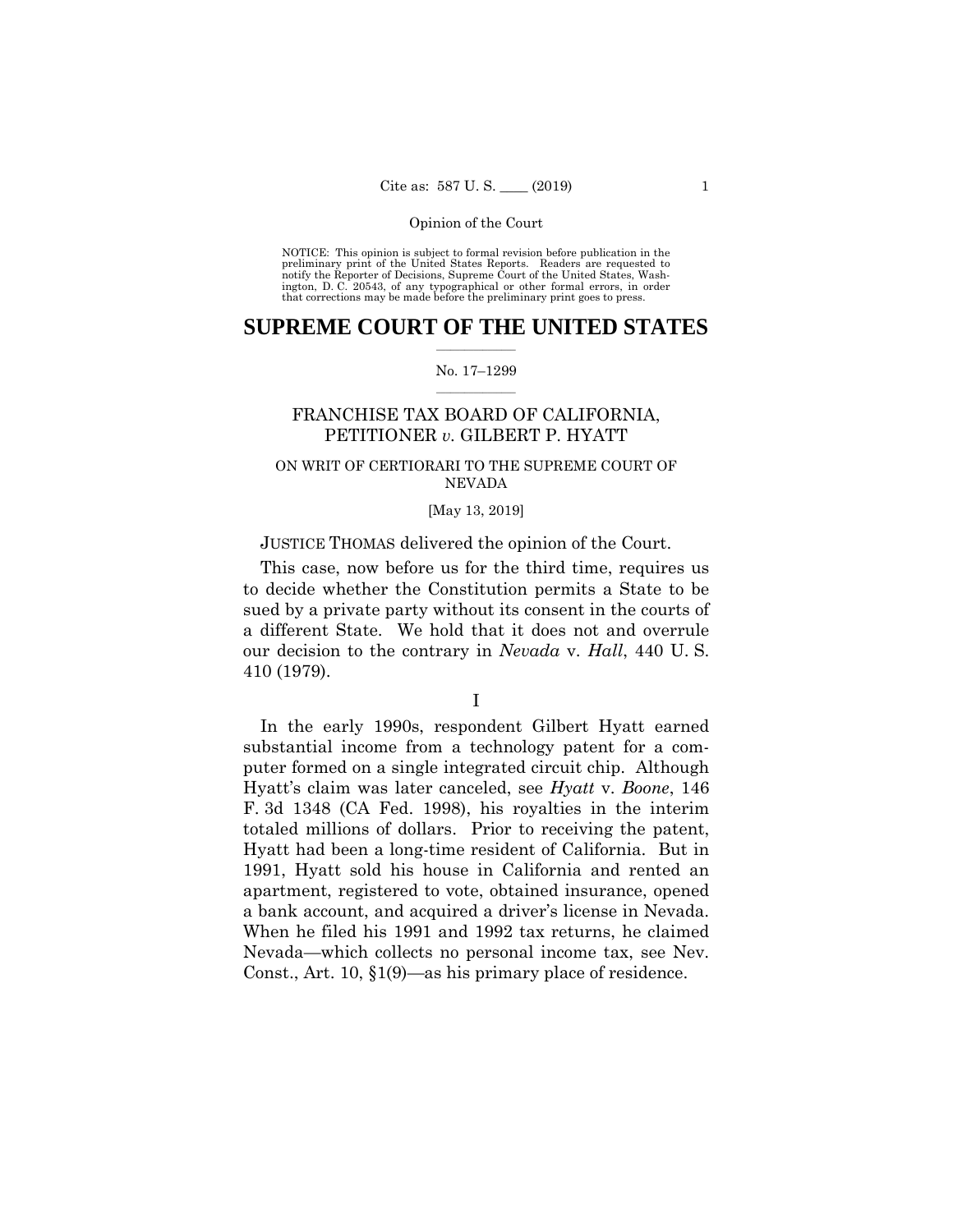NOTICE: This opinion is subject to formal revision before publication in the preliminary print of the United States Reports. Readers are requested to notify the Reporter of Decisions, Supreme Court of the United States, Washington, D. C. 20543, of any typographical or other formal errors, in order that corrections may be made before the preliminary print goes to press.

# SUPREME COURT OF THE UNITED STATES

No. 17–1299

FRANCHISE TAX BOARD OF CALIFORNIA, PETITIONER *v.* GILBERT P. HYATT

ON WRIT OF CERTIORARI TO THE SUPREME COURT OF NEVADA

[May 13, 2019]

JUSTICE THOMAS delivered the opinion of the Court.

This case, now before us for the third time, requires us to decide whether the Constitution permits a State to be sued by a private party without its consent in the courts of a different State. We hold that it does not and overrule our decision to the contrary in *Nevada* v. *Hall*, 440 U. S. 410 (1979).

I

In the early 1990s, respondent Gilbert Hyatt earned substantial income from a technology patent for a computer formed on a single integrated circuit chip. Although Hyatt's claim was later canceled, see *Hyatt* v. *Boone*, 146 F. 3d 1348 (CA Fed. 1998), his royalties in the interim totaled millions of dollars. Prior to receiving the patent, Hyatt had been a long-time resident of California. But in 1991, Hyatt sold his house in California and rented an apartment, registered to vote, obtained insurance, opened a bank account, and acquired a driver's license in Nevada. When he filed his 1991 and 1992 tax returns, he claimed Nevada—which collects no personal income tax, see Nev. Const., Art. 10, §1(9)—as his primary place of residence.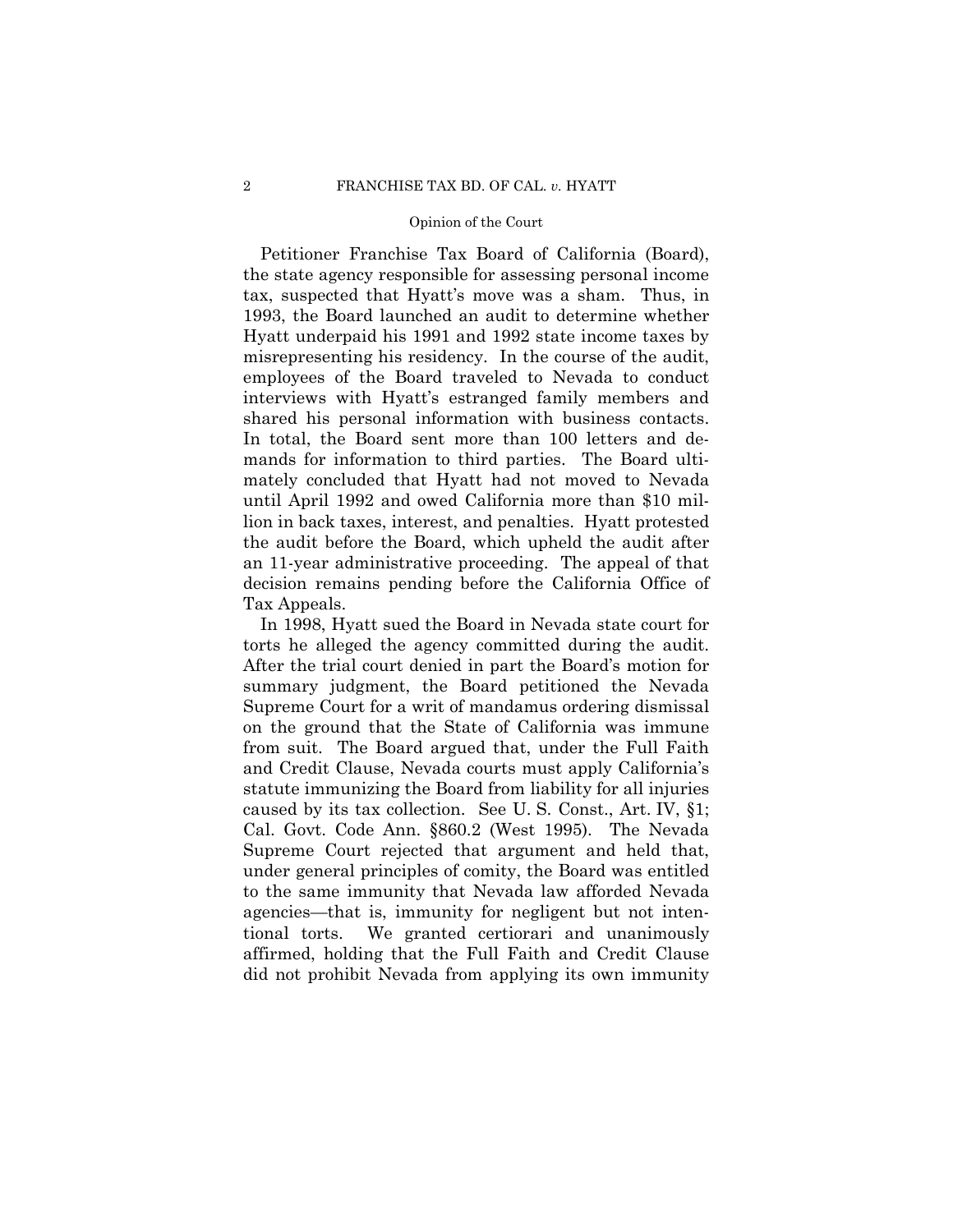Petitioner Franchise Tax Board of California (Board), the state agency responsible for assessing personal income tax, suspected that Hyatt's move was a sham. Thus, in 1993, the Board launched an audit to determine whether Hyatt underpaid his 1991 and 1992 state income taxes by misrepresenting his residency. In the course of the audit, employees of the Board traveled to Nevada to conduct interviews with Hyatt's estranged family members and shared his personal information with business contacts. In total, the Board sent more than 100 letters and demands for information to third parties. The Board ultimately concluded that Hyatt had not moved to Nevada until April 1992 and owed California more than $10 million in back taxes, interest, and penalties. Hyatt protested the audit before the Board, which upheld the audit after an 11-year administrative proceeding. The appeal of that decision remains pending before the California Office of Tax Appeals.

In 1998, Hyatt sued the Board in Nevada state court for torts he alleged the agency committed during the audit. After the trial court denied in part the Board's motion for summary judgment, the Board petitioned the Nevada Supreme Court for a writ of mandamus ordering dismissal on the ground that the State of California was immune from suit. The Board argued that, under the Full Faith and Credit Clause, Nevada courts must apply California's statute immunizing the Board from liability for all injuries caused by its tax collection. See U. S. Const., Art. IV, §1; Cal. Govt. Code Ann. §860.2 (West 1995). The Nevada Supreme Court rejected that argument and held that, under general principles of comity, the Board was entitled to the same immunity that Nevada law afforded Nevada agencies—that is, immunity for negligent but not intentional torts. We granted certiorari and unanimously affirmed, holding that the Full Faith and Credit Clause did not prohibit Nevada from applying its own immunity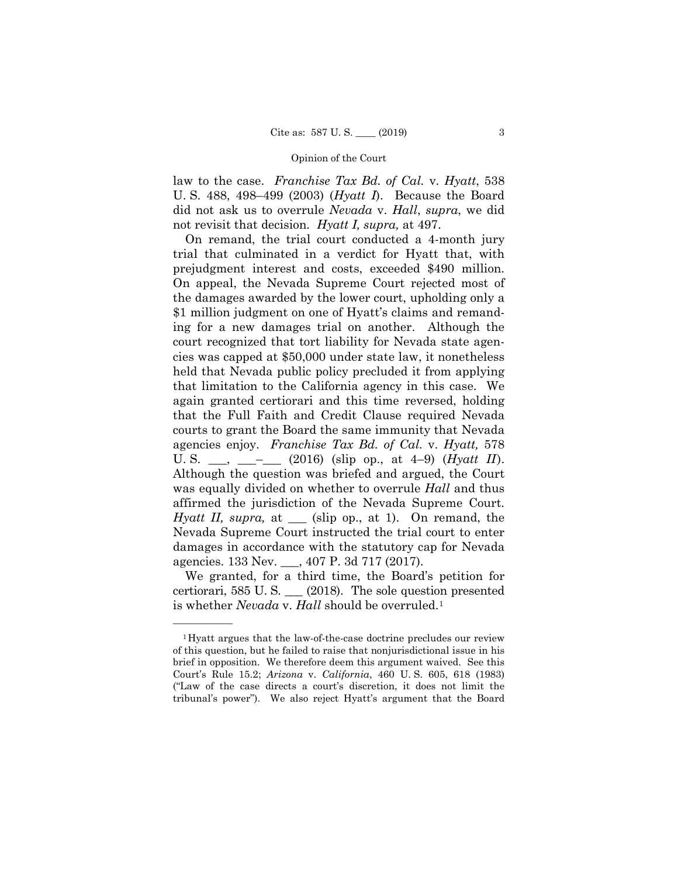law to the case. *Franchise Tax Bd. of Cal.* v. *Hyatt*, 538 U. S. 488, 498–499 (2003) (*Hyatt I*). Because the Board did not ask us to overrule *Nevada* v. *Hall*, *supra*, we did not revisit that decision. *Hyatt I, supra,* at 497.

On remand, the trial court conducted a 4-month jury trial that culminated in a verdict for Hyatt that, with prejudgment interest and costs, exceeded $490 million. On appeal, the Nevada Supreme Court rejected most of the damages awarded by the lower court, upholding only a $1 million judgment on one of Hyatt's claims and remanding for a new damages trial on another. Although the court recognized that tort liability for Nevada state agencies was capped at $50,000 under state law, it nonetheless held that Nevada public policy precluded it from applying that limitation to the California agency in this case. We again granted certiorari and this time reversed, holding that the Full Faith and Credit Clause required Nevada courts to grant the Board the same immunity that Nevada agencies enjoy. *Franchise Tax Bd. of Cal.* v. *Hyatt,* 578 U. S. ___, ___–___ (2016) (slip op., at 4–9) (*Hyatt II*). Although the question was briefed and argued, the Court was equally divided on whether to overrule *Hall* and thus affirmed the jurisdiction of the Nevada Supreme Court. *Hyatt II, supra,* at ___ (slip op., at 1). On remand, the Nevada Supreme Court instructed the trial court to enter damages in accordance with the statutory cap for Nevada agencies. 133 Nev. ___, 407 P. 3d 717 (2017).

We granted, for a third time, the Board's petition for certiorari, 585 U. S. ___ (2018). The sole question presented is whether *Nevada* v. *Hall* should be overruled.[1]

---

[1] Hyatt argues that the law-of-the-case doctrine precludes our review of this question, but he failed to raise that nonjurisdictional issue in his brief in opposition. We therefore deem this argument waived. See this Court's Rule 15.2; *Arizona* v. *California*, 460 U. S. 605, 618 (1983) ("Law of the case directs a court's discretion, it does not limit the tribunal's power"). We also reject Hyatt's argument that the Board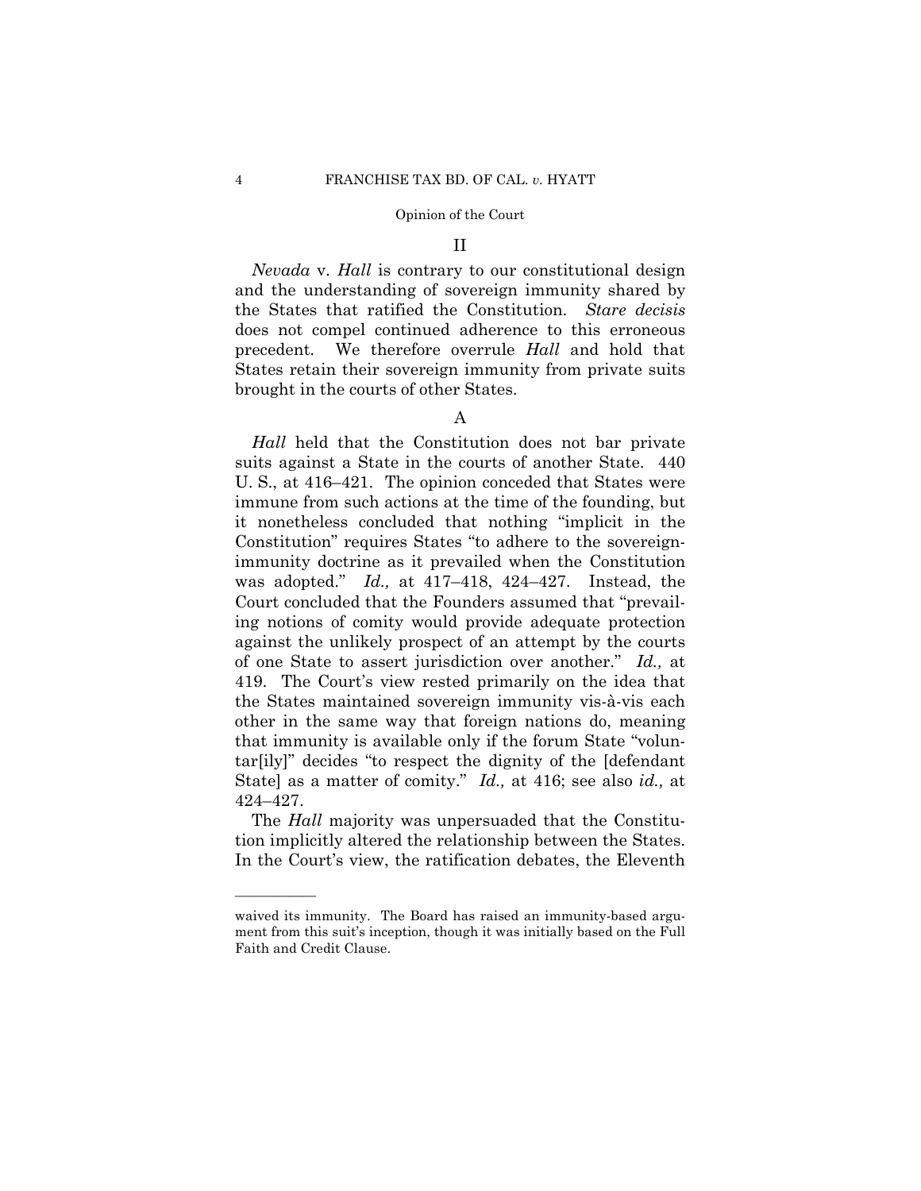## II

*Nevada* v. *Hall* is contrary to our constitutional design and the understanding of sovereign immunity shared by the States that ratified the Constitution. *Stare decisis* does not compel continued adherence to this erroneous precedent. We therefore overrule *Hall* and hold that States retain their sovereign immunity from private suits brought in the courts of other States.

### A

*Hall* held that the Constitution does not bar private suits against a State in the courts of another State. 440 U. S., at 416–421. The opinion conceded that States were immune from such actions at the time of the founding, but it nonetheless concluded that nothing "implicit in the Constitution" requires States "to adhere to the sovereign-immunity doctrine as it prevailed when the Constitution was adopted." *Id.,* at 417–418, 424–427. Instead, the Court concluded that the Founders assumed that "prevailing notions of comity would provide adequate protection against the unlikely prospect of an attempt by the courts of one State to assert jurisdiction over another." *Id.,* at 419. The Court's view rested primarily on the idea that the States maintained sovereign immunity vis-à-vis each other in the same way that foreign nations do, meaning that immunity is available only if the forum State "voluntar[ily]" decides "to respect the dignity of the [defendant State] as a matter of comity." *Id.,* at 416; see also *id.,* at 424–427.

The *Hall* majority was unpersuaded that the Constitution implicitly altered the relationship between the States. In the Court's view, the ratification debates, the Eleventh

---

waived its immunity. The Board has raised an immunity-based argument from this suit's inception, though it was initially based on the Full Faith and Credit Clause.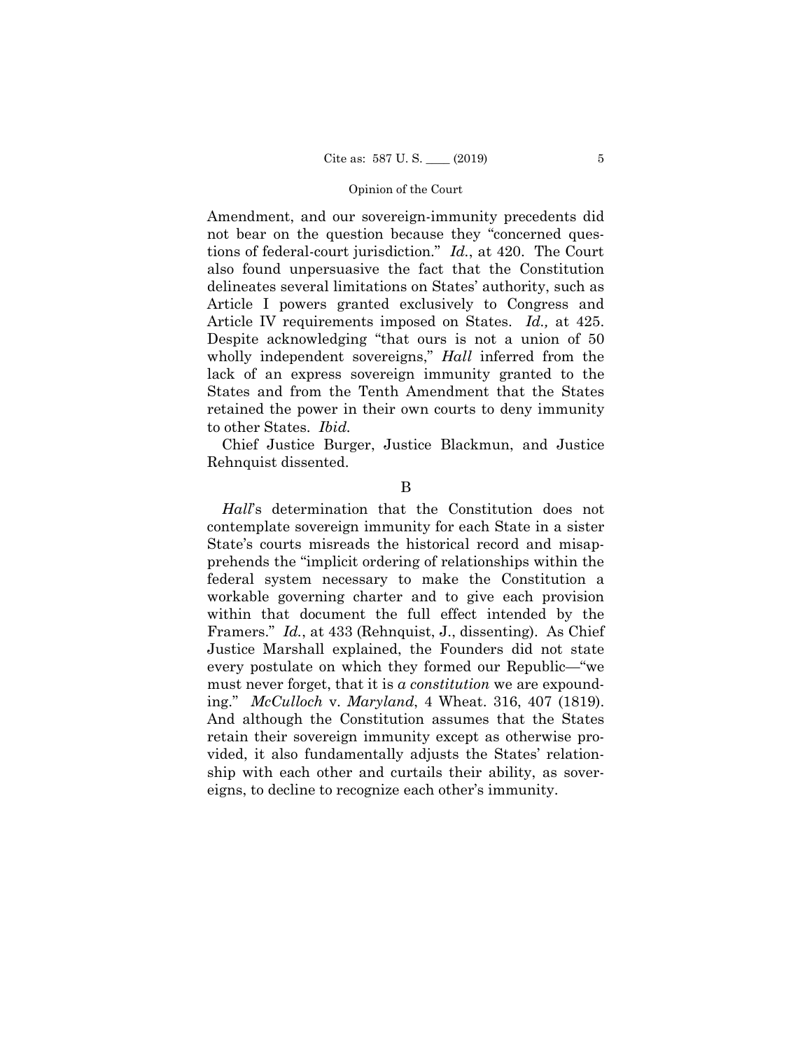Amendment, and our sovereign-immunity precedents did not bear on the question because they "concerned questions of federal-court jurisdiction." *Id.*, at 420. The Court also found unpersuasive the fact that the Constitution delineates several limitations on States' authority, such as Article I powers granted exclusively to Congress and Article IV requirements imposed on States. *Id.,* at 425. Despite acknowledging "that ours is not a union of 50 wholly independent sovereigns," *Hall* inferred from the lack of an express sovereign immunity granted to the States and from the Tenth Amendment that the States retained the power in their own courts to deny immunity to other States. *Ibid.*

Chief Justice Burger, Justice Blackmun, and Justice Rehnquist dissented.

B

*Hall*'s determination that the Constitution does not contemplate sovereign immunity for each State in a sister State's courts misreads the historical record and misapprehends the "implicit ordering of relationships within the federal system necessary to make the Constitution a workable governing charter and to give each provision within that document the full effect intended by the Framers." *Id.*, at 433 (Rehnquist, J., dissenting). As Chief Justice Marshall explained, the Founders did not state every postulate on which they formed our Republic—"we must never forget, that it is *a constitution* we are expounding." *McCulloch* v. *Maryland*, 4 Wheat. 316, 407 (1819). And although the Constitution assumes that the States retain their sovereign immunity except as otherwise provided, it also fundamentally adjusts the States' relationship with each other and curtails their ability, as sovereigns, to decline to recognize each other's immunity.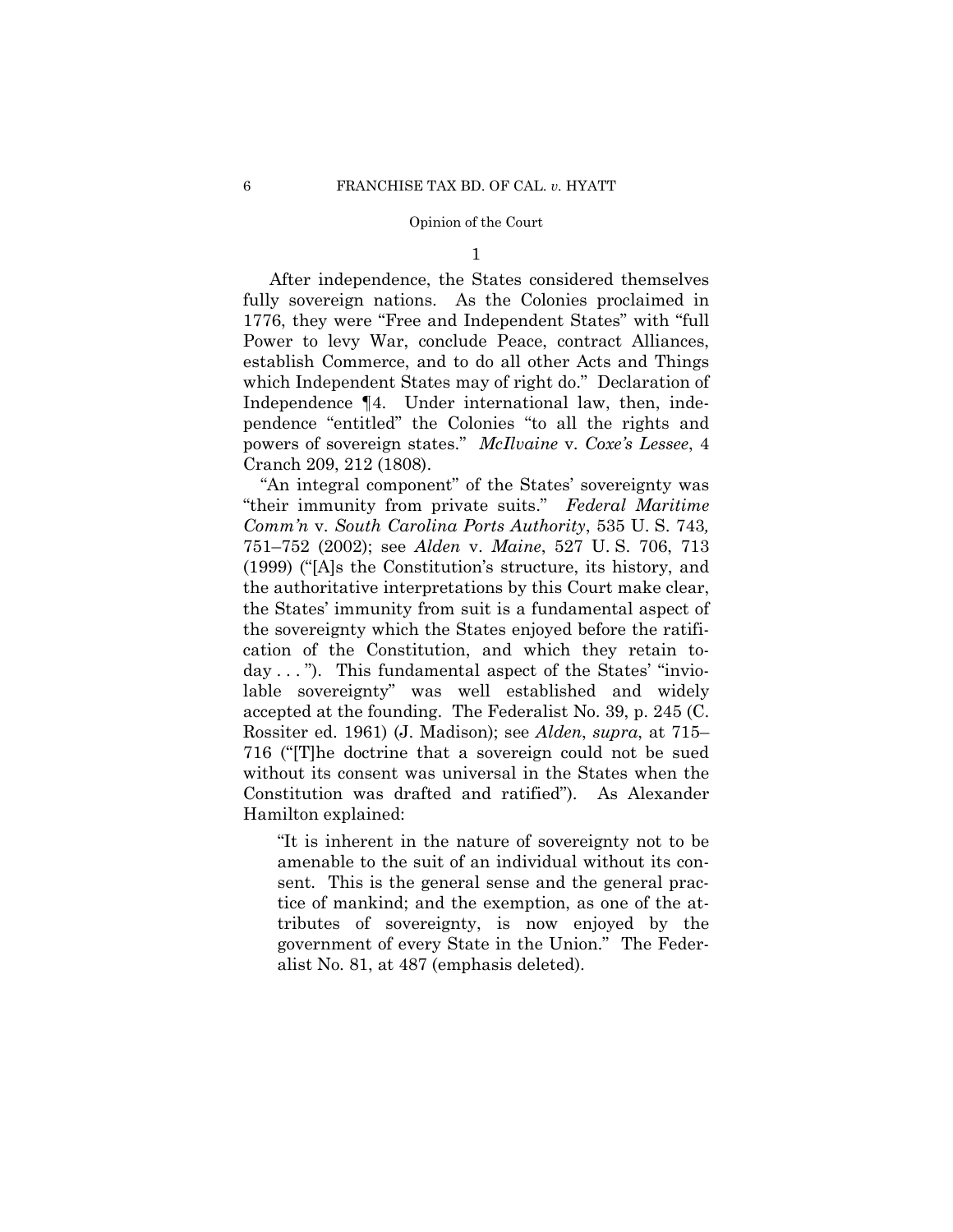1

After independence, the States considered themselves fully sovereign nations. As the Colonies proclaimed in 1776, they were "Free and Independent States" with "full Power to levy War, conclude Peace, contract Alliances, establish Commerce, and to do all other Acts and Things which Independent States may of right do." Declaration of Independence ¶4. Under international law, then, independence "entitled" the Colonies "to all the rights and powers of sovereign states." *McIlvaine* v. *Coxe's Lessee*, 4 Cranch 209, 212 (1808).

"An integral component" of the States' sovereignty was "their immunity from private suits." *Federal Maritime Comm'n* v. *South Carolina Ports Authority*, 535 U. S. 743*,* 751–752 (2002); see *Alden* v. *Maine*, 527 U. S. 706, 713 (1999) ("[A]s the Constitution's structure, its history, and the authoritative interpretations by this Court make clear, the States' immunity from suit is a fundamental aspect of the sovereignty which the States enjoyed before the ratification of the Constitution, and which they retain today . . . "). This fundamental aspect of the States' "inviolable sovereignty" was well established and widely accepted at the founding. The Federalist No. 39, p. 245 (C. Rossiter ed. 1961) (J. Madison); see *Alden*, *supra*, at 715–716 ("[T]he doctrine that a sovereign could not be sued without its consent was universal in the States when the Constitution was drafted and ratified"). As Alexander Hamilton explained:

> "It is inherent in the nature of sovereignty not to be amenable to the suit of an individual without its consent. This is the general sense and the general practice of mankind; and the exemption, as one of the attributes of sovereignty, is now enjoyed by the government of every State in the Union." The Federalist No. 81, at 487 (emphasis deleted).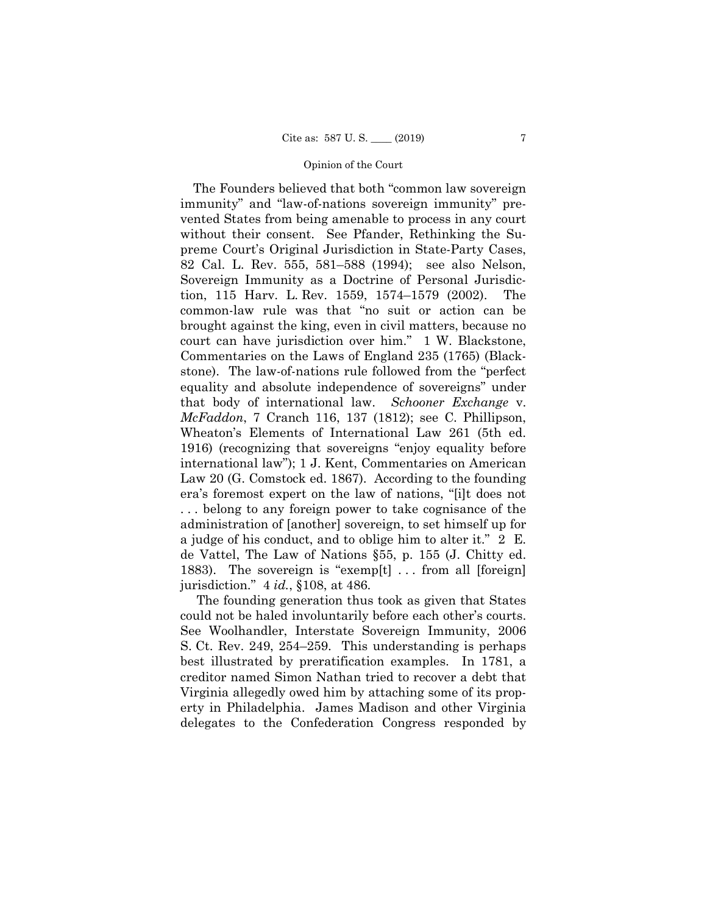The Founders believed that both "common law sovereign immunity" and "law-of-nations sovereign immunity" prevented States from being amenable to process in any court without their consent. See Pfander, Rethinking the Supreme Court's Original Jurisdiction in State-Party Cases, 82 Cal. L. Rev. 555, 581–588 (1994); see also Nelson, Sovereign Immunity as a Doctrine of Personal Jurisdiction, 115 Harv. L. Rev. 1559, 1574–1579 (2002). The common-law rule was that "no suit or action can be brought against the king, even in civil matters, because no court can have jurisdiction over him." 1 W. Blackstone, Commentaries on the Laws of England 235 (1765) (Blackstone). The law-of-nations rule followed from the "perfect equality and absolute independence of sovereigns" under that body of international law. *Schooner Exchange* v. *McFaddon*, 7 Cranch 116, 137 (1812); see C. Phillipson, Wheaton's Elements of International Law 261 (5th ed. 1916) (recognizing that sovereigns "enjoy equality before international law"); 1 J. Kent, Commentaries on American Law 20 (G. Comstock ed. 1867). According to the founding era's foremost expert on the law of nations, "[i]t does not . . . belong to any foreign power to take cognisance of the administration of [another] sovereign, to set himself up for a judge of his conduct, and to oblige him to alter it." 2 E. de Vattel, The Law of Nations §55, p. 155 (J. Chitty ed. 1883). The sovereign is "exemp[t] . . . from all [foreign] jurisdiction." 4 *id.*, §108, at 486.

The founding generation thus took as given that States could not be haled involuntarily before each other's courts. See Woolhandler, Interstate Sovereign Immunity, 2006 S. Ct. Rev. 249, 254–259. This understanding is perhaps best illustrated by preratification examples. In 1781, a creditor named Simon Nathan tried to recover a debt that Virginia allegedly owed him by attaching some of its property in Philadelphia. James Madison and other Virginia delegates to the Confederation Congress responded by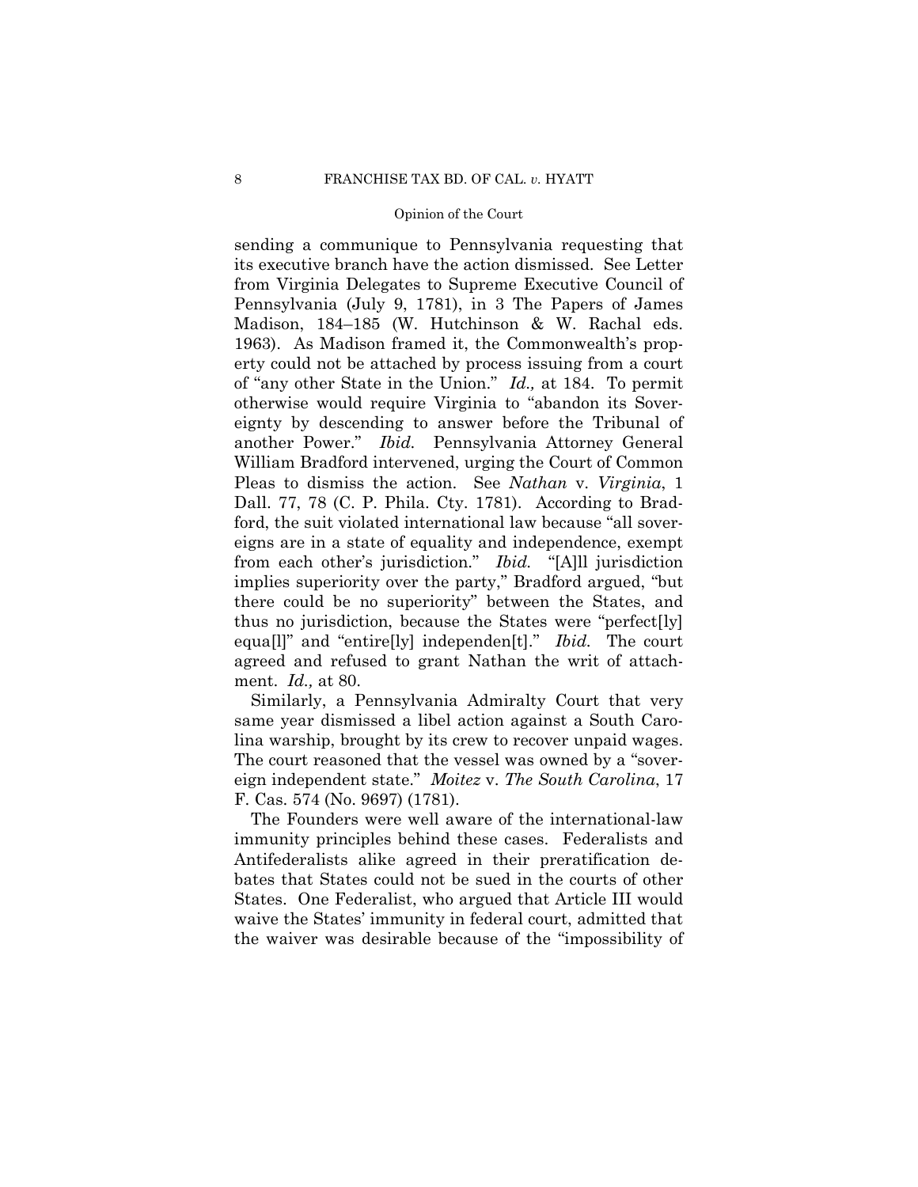sending a communique to Pennsylvania requesting that its executive branch have the action dismissed. See Letter from Virginia Delegates to Supreme Executive Council of Pennsylvania (July 9, 1781), in 3 The Papers of James Madison, 184–185 (W. Hutchinson & W. Rachal eds. 1963). As Madison framed it, the Commonwealth's property could not be attached by process issuing from a court of "any other State in the Union." *Id.,* at 184. To permit otherwise would require Virginia to "abandon its Sovereignty by descending to answer before the Tribunal of another Power." *Ibid.* Pennsylvania Attorney General William Bradford intervened, urging the Court of Common Pleas to dismiss the action. See *Nathan* v. *Virginia*, 1 Dall. 77, 78 (C. P. Phila. Cty. 1781). According to Bradford, the suit violated international law because "all sovereigns are in a state of equality and independence, exempt from each other's jurisdiction." *Ibid.* "[A]ll jurisdiction implies superiority over the party," Bradford argued, "but there could be no superiority" between the States, and thus no jurisdiction, because the States were "perfect[ly] equa[l]" and "entire[ly] independen[t]." *Ibid.* The court agreed and refused to grant Nathan the writ of attachment. *Id.,* at 80.

Similarly, a Pennsylvania Admiralty Court that very same year dismissed a libel action against a South Carolina warship, brought by its crew to recover unpaid wages. The court reasoned that the vessel was owned by a "sovereign independent state." *Moitez* v. *The South Carolina*, 17 F. Cas. 574 (No. 9697) (1781).

The Founders were well aware of the international-law immunity principles behind these cases. Federalists and Antifederalists alike agreed in their preratification debates that States could not be sued in the courts of other States. One Federalist, who argued that Article III would waive the States' immunity in federal court, admitted that the waiver was desirable because of the "impossibility of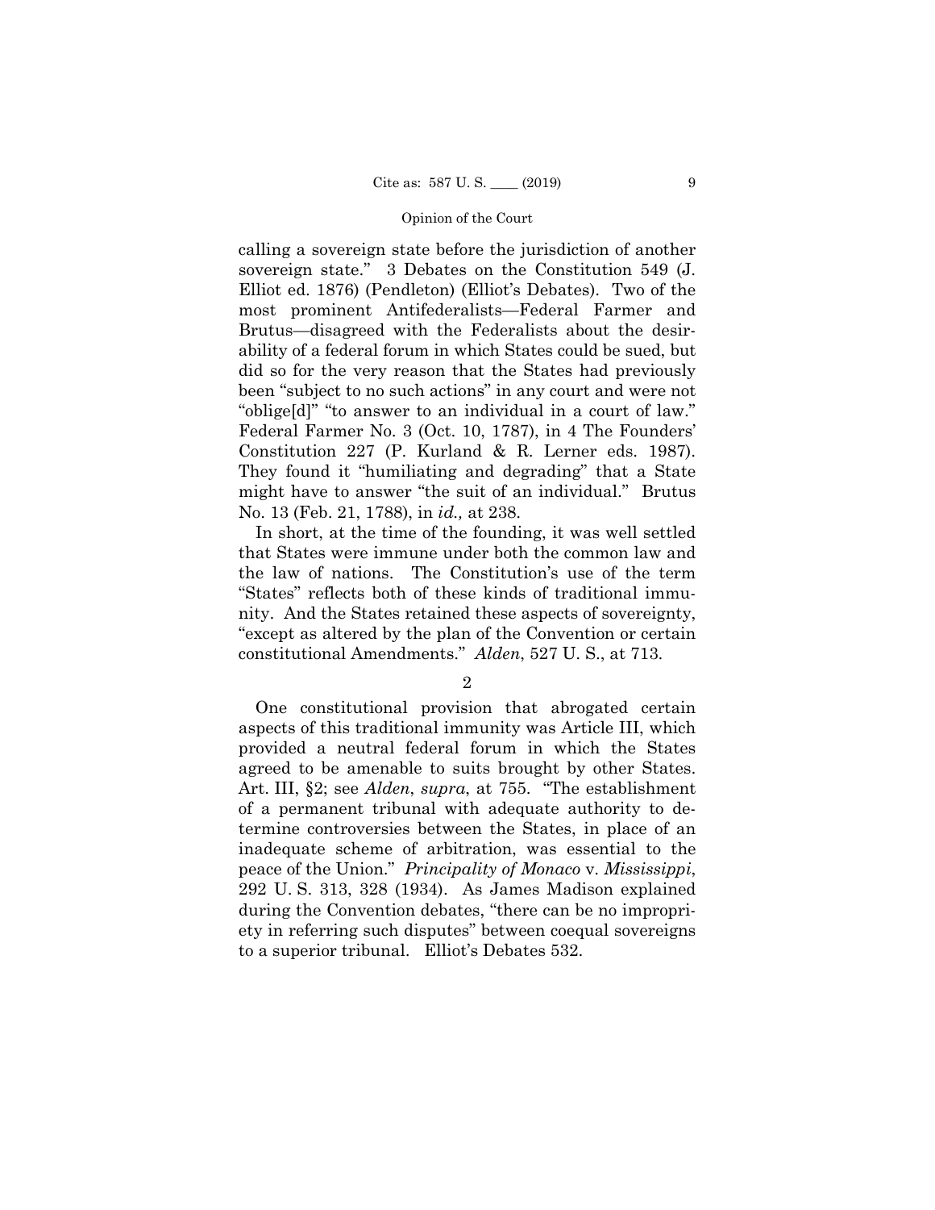calling a sovereign state before the jurisdiction of another sovereign state." 3 Debates on the Constitution 549 (J. Elliot ed. 1876) (Pendleton) (Elliot's Debates). Two of the most prominent Antifederalists—Federal Farmer and Brutus—disagreed with the Federalists about the desirability of a federal forum in which States could be sued, but did so for the very reason that the States had previously been "subject to no such actions" in any court and were not "oblige[d]" "to answer to an individual in a court of law." Federal Farmer No. 3 (Oct. 10, 1787), in 4 The Founders' Constitution 227 (P. Kurland & R. Lerner eds. 1987). They found it "humiliating and degrading" that a State might have to answer "the suit of an individual." Brutus No. 13 (Feb. 21, 1788), in *id.,* at 238.

In short, at the time of the founding, it was well settled that States were immune under both the common law and the law of nations. The Constitution's use of the term "States" reflects both of these kinds of traditional immunity. And the States retained these aspects of sovereignty, "except as altered by the plan of the Convention or certain constitutional Amendments." *Alden*, 527 U. S., at 713.

2

One constitutional provision that abrogated certain aspects of this traditional immunity was Article III, which provided a neutral federal forum in which the States agreed to be amenable to suits brought by other States. Art. III, §2; see *Alden*, *supra*, at 755. "The establishment of a permanent tribunal with adequate authority to determine controversies between the States, in place of an inadequate scheme of arbitration, was essential to the peace of the Union." *Principality of Monaco* v. *Mississippi*, 292 U. S. 313, 328 (1934). As James Madison explained during the Convention debates, "there can be no impropriety in referring such disputes" between coequal sovereigns to a superior tribunal. Elliot's Debates 532.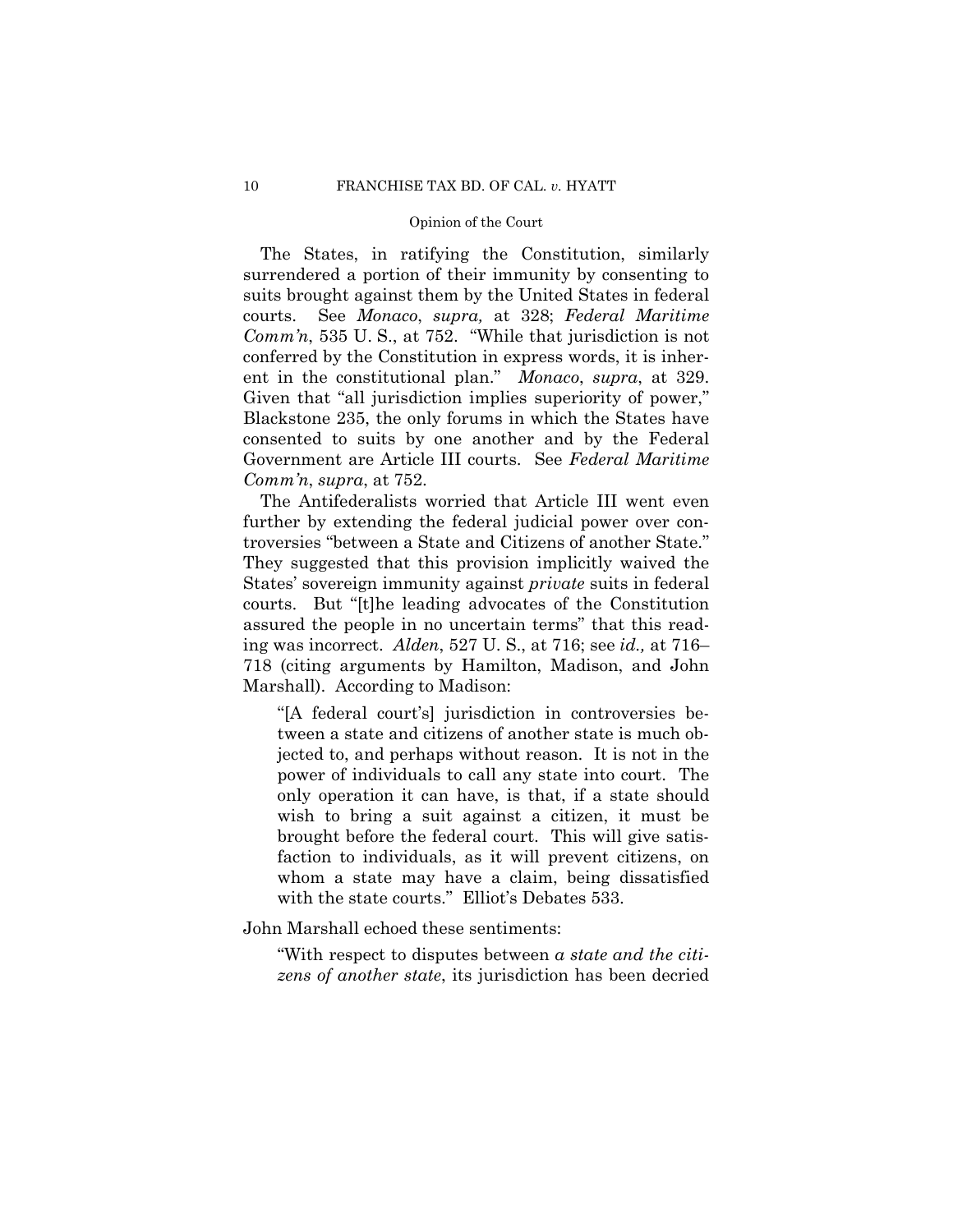The States, in ratifying the Constitution, similarly surrendered a portion of their immunity by consenting to suits brought against them by the United States in federal courts. See *Monaco*, *supra,* at 328; *Federal Maritime Comm'n*, 535 U. S., at 752. "While that jurisdiction is not conferred by the Constitution in express words, it is inherent in the constitutional plan." *Monaco*, *supra*, at 329. Given that "all jurisdiction implies superiority of power," Blackstone 235, the only forums in which the States have consented to suits by one another and by the Federal Government are Article III courts. See *Federal Maritime Comm'n*, *supra*, at 752.

The Antifederalists worried that Article III went even further by extending the federal judicial power over controversies "between a State and Citizens of another State." They suggested that this provision implicitly waived the States' sovereign immunity against *private* suits in federal courts. But "[t]he leading advocates of the Constitution assured the people in no uncertain terms" that this reading was incorrect. *Alden*, 527 U. S., at 716; see *id.,* at 716–718 (citing arguments by Hamilton, Madison, and John Marshall). According to Madison:

> "[A federal court's] jurisdiction in controversies between a state and citizens of another state is much objected to, and perhaps without reason. It is not in the power of individuals to call any state into court. The only operation it can have, is that, if a state should wish to bring a suit against a citizen, it must be brought before the federal court. This will give satisfaction to individuals, as it will prevent citizens, on whom a state may have a claim, being dissatisfied with the state courts." Elliot's Debates 533.

John Marshall echoed these sentiments:

> "With respect to disputes between *a state and the citizens of another state*, its jurisdiction has been decried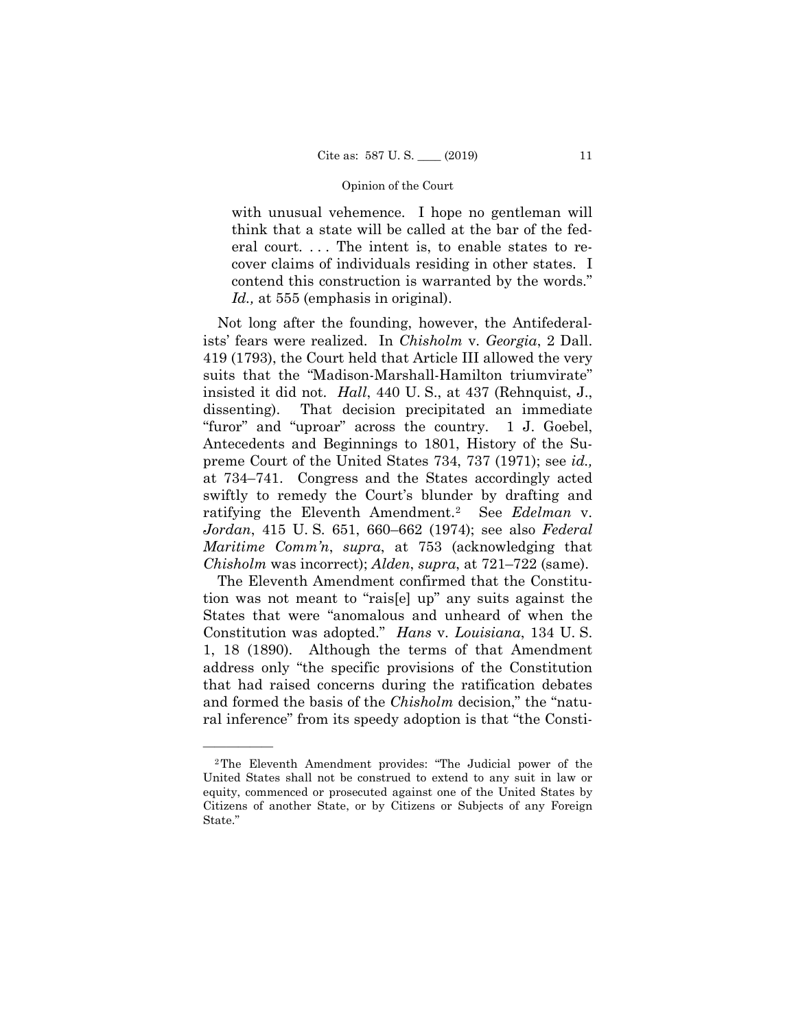> with unusual vehemence. I hope no gentleman will think that a state will be called at the bar of the federal court. . . . The intent is, to enable states to recover claims of individuals residing in other states. I contend this construction is warranted by the words." *Id.,* at 555 (emphasis in original).

Not long after the founding, however, the Antifederalists' fears were realized. In *Chisholm* v. *Georgia*, 2 Dall. 419 (1793), the Court held that Article III allowed the very suits that the "Madison-Marshall-Hamilton triumvirate" insisted it did not. *Hall*, 440 U. S., at 437 (Rehnquist, J., dissenting). That decision precipitated an immediate "furor" and "uproar" across the country. 1 J. Goebel, Antecedents and Beginnings to 1801, History of the Supreme Court of the United States 734, 737 (1971); see *id.,* at 734–741. Congress and the States accordingly acted swiftly to remedy the Court's blunder by drafting and ratifying the Eleventh Amendment.[2] See *Edelman* v. *Jordan*, 415 U. S. 651, 660–662 (1974); see also *Federal Maritime Comm'n*, *supra*, at 753 (acknowledging that *Chisholm* was incorrect); *Alden*, *supra*, at 721–722 (same).

The Eleventh Amendment confirmed that the Constitution was not meant to "rais[e] up" any suits against the States that were "anomalous and unheard of when the Constitution was adopted." *Hans* v. *Louisiana*, 134 U. S. 1, 18 (1890). Although the terms of that Amendment address only "the specific provisions of the Constitution that had raised concerns during the ratification debates and formed the basis of the *Chisholm* decision," the "natural inference" from its speedy adoption is that "the Consti-

---

[2] The Eleventh Amendment provides: "The Judicial power of the United States shall not be construed to extend to any suit in law or equity, commenced or prosecuted against one of the United States by Citizens of another State, or by Citizens or Subjects of any Foreign State."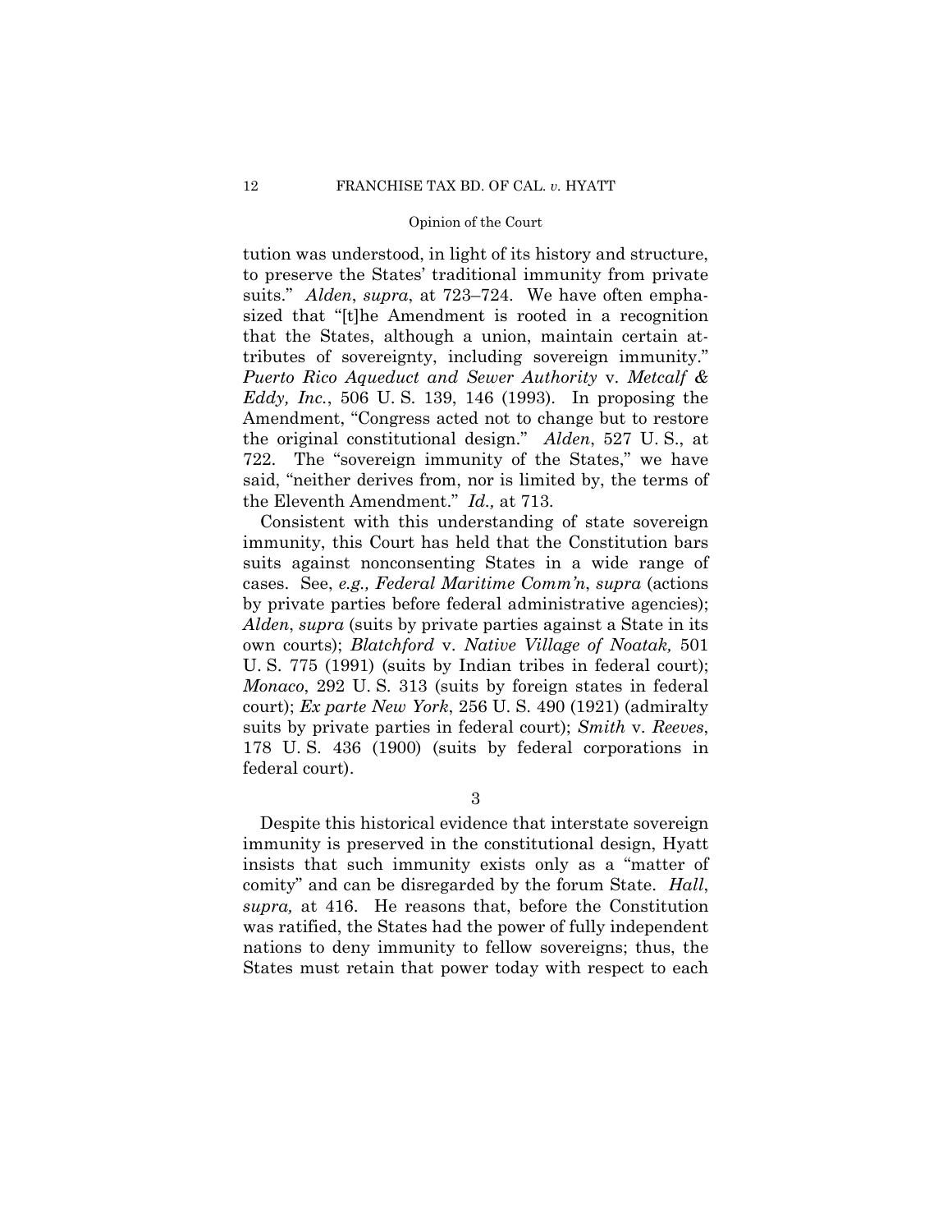tution was understood, in light of its history and structure, to preserve the States' traditional immunity from private suits." *Alden*, *supra*, at 723–724. We have often emphasized that "[t]he Amendment is rooted in a recognition that the States, although a union, maintain certain attributes of sovereignty, including sovereign immunity." *Puerto Rico Aqueduct and Sewer Authority* v. *Metcalf & Eddy, Inc.*, 506 U. S. 139, 146 (1993). In proposing the Amendment, "Congress acted not to change but to restore the original constitutional design." *Alden*, 527 U. S., at 722. The "sovereign immunity of the States," we have said, "neither derives from, nor is limited by, the terms of the Eleventh Amendment." *Id.,* at 713.

Consistent with this understanding of state sovereign immunity, this Court has held that the Constitution bars suits against nonconsenting States in a wide range of cases. See, *e.g., Federal Maritime Comm'n*, *supra* (actions by private parties before federal administrative agencies); *Alden*, *supra* (suits by private parties against a State in its own courts); *Blatchford* v. *Native Village of Noatak,* 501 U. S. 775 (1991) (suits by Indian tribes in federal court); *Monaco*, 292 U. S. 313 (suits by foreign states in federal court); *Ex parte New York*, 256 U. S. 490 (1921) (admiralty suits by private parties in federal court); *Smith* v. *Reeves*, 178 U. S. 436 (1900) (suits by federal corporations in federal court).

3

Despite this historical evidence that interstate sovereign immunity is preserved in the constitutional design, Hyatt insists that such immunity exists only as a "matter of comity" and can be disregarded by the forum State. *Hall*, *supra,* at 416. He reasons that, before the Constitution was ratified, the States had the power of fully independent nations to deny immunity to fellow sovereigns; thus, the States must retain that power today with respect to each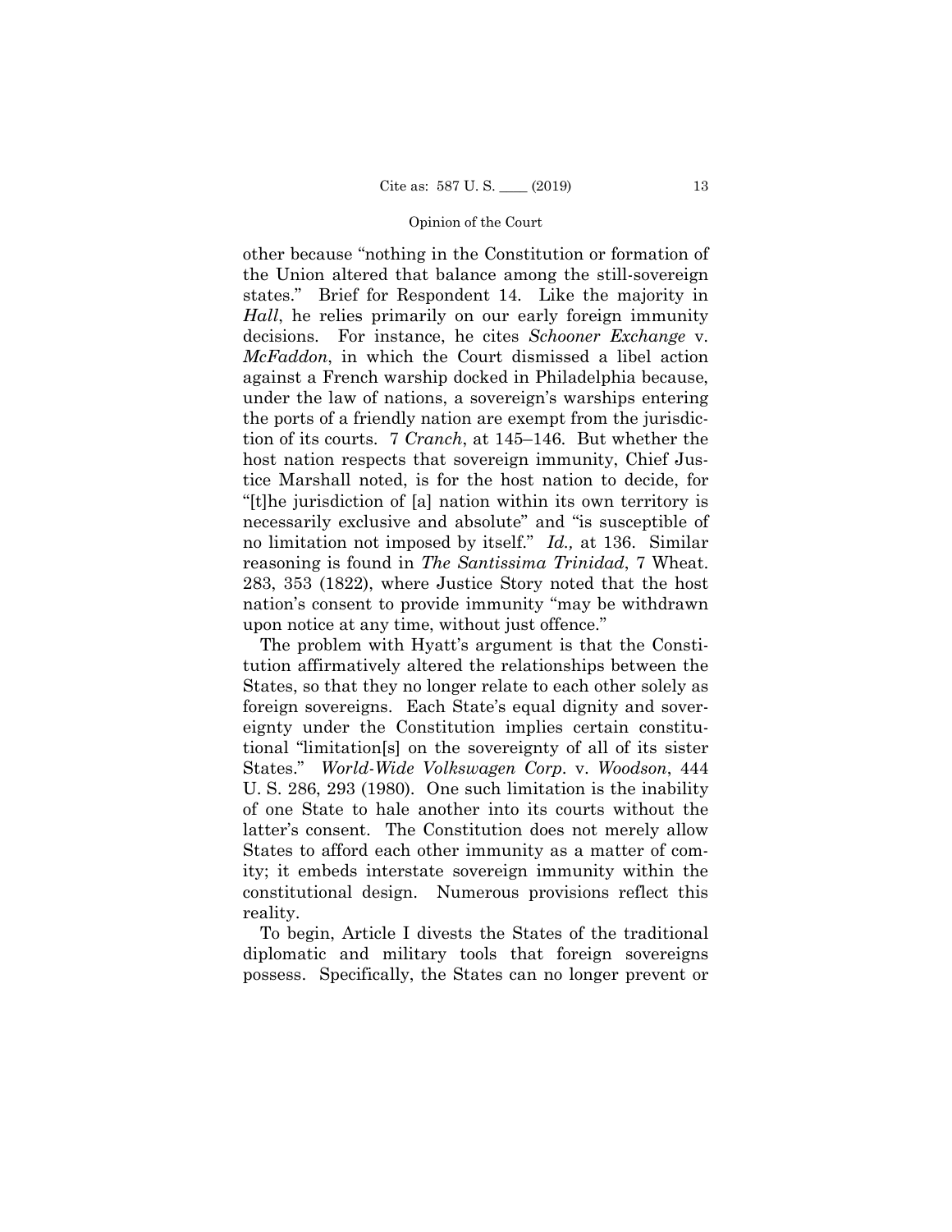other because "nothing in the Constitution or formation of the Union altered that balance among the still-sovereign states." Brief for Respondent 14. Like the majority in *Hall*, he relies primarily on our early foreign immunity decisions. For instance, he cites *Schooner Exchange* v. *McFaddon*, in which the Court dismissed a libel action against a French warship docked in Philadelphia because, under the law of nations, a sovereign's warships entering the ports of a friendly nation are exempt from the jurisdiction of its courts. 7 *Cranch*, at 145–146. But whether the host nation respects that sovereign immunity, Chief Justice Marshall noted, is for the host nation to decide, for "[t]he jurisdiction of [a] nation within its own territory is necessarily exclusive and absolute" and "is susceptible of no limitation not imposed by itself." *Id.,* at 136. Similar reasoning is found in *The Santissima Trinidad*, 7 Wheat. 283, 353 (1822), where Justice Story noted that the host nation's consent to provide immunity "may be withdrawn upon notice at any time, without just offence."

The problem with Hyatt's argument is that the Constitution affirmatively altered the relationships between the States, so that they no longer relate to each other solely as foreign sovereigns. Each State's equal dignity and sovereignty under the Constitution implies certain constitutional "limitation[s] on the sovereignty of all of its sister States." *World-Wide Volkswagen Corp.* v. *Woodson*, 444 U. S. 286, 293 (1980). One such limitation is the inability of one State to hale another into its courts without the latter's consent. The Constitution does not merely allow States to afford each other immunity as a matter of comity; it embeds interstate sovereign immunity within the constitutional design. Numerous provisions reflect this reality.

To begin, Article I divests the States of the traditional diplomatic and military tools that foreign sovereigns possess. Specifically, the States can no longer prevent or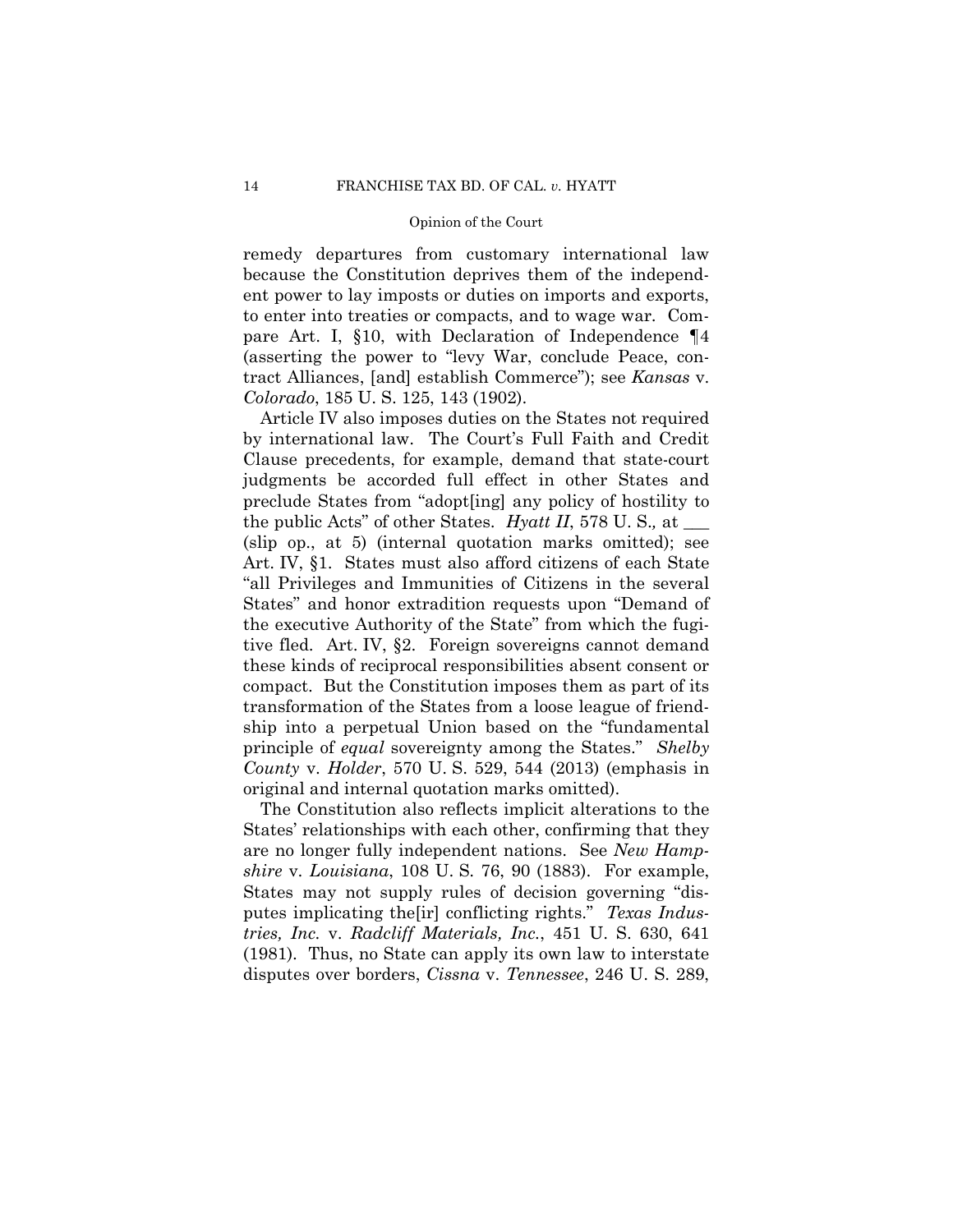remedy departures from customary international law because the Constitution deprives them of the independent power to lay imposts or duties on imports and exports, to enter into treaties or compacts, and to wage war. Compare Art. I, §10, with Declaration of Independence ¶4 (asserting the power to "levy War, conclude Peace, contract Alliances, [and] establish Commerce"); see *Kansas* v. *Colorado*, 185 U. S. 125, 143 (1902).

Article IV also imposes duties on the States not required by international law. The Court's Full Faith and Credit Clause precedents, for example, demand that state-court judgments be accorded full effect in other States and preclude States from "adopt[ing] any policy of hostility to the public Acts" of other States. *Hyatt II*, 578 U. S., at ___ (slip op., at 5) (internal quotation marks omitted); see Art. IV, §1. States must also afford citizens of each State "all Privileges and Immunities of Citizens in the several States" and honor extradition requests upon "Demand of the executive Authority of the State" from which the fugitive fled. Art. IV, §2. Foreign sovereigns cannot demand these kinds of reciprocal responsibilities absent consent or compact. But the Constitution imposes them as part of its transformation of the States from a loose league of friendship into a perpetual Union based on the "fundamental principle of *equal* sovereignty among the States." *Shelby County* v. *Holder*, 570 U. S. 529, 544 (2013) (emphasis in original and internal quotation marks omitted).

The Constitution also reflects implicit alterations to the States' relationships with each other, confirming that they are no longer fully independent nations. See *New Hampshire* v. *Louisiana*, 108 U. S. 76, 90 (1883). For example, States may not supply rules of decision governing "disputes implicating the[ir] conflicting rights." *Texas Industries, Inc.* v. *Radcliff Materials, Inc.*, 451 U. S. 630, 641 (1981). Thus, no State can apply its own law to interstate disputes over borders, *Cissna* v. *Tennessee*, 246 U. S. 289,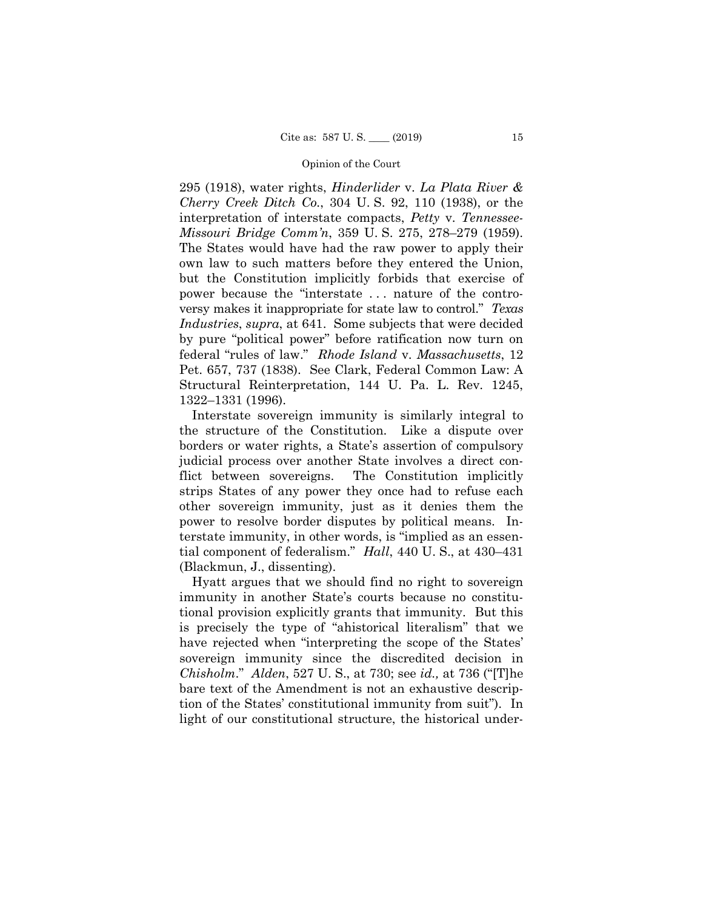295 (1918), water rights, *Hinderlider* v. *La Plata River & Cherry Creek Ditch Co.*, 304 U. S. 92, 110 (1938), or the interpretation of interstate compacts, *Petty* v. *Tennessee-Missouri Bridge Comm'n*, 359 U. S. 275, 278–279 (1959). The States would have had the raw power to apply their own law to such matters before they entered the Union, but the Constitution implicitly forbids that exercise of power because the "interstate . . . nature of the controversy makes it inappropriate for state law to control." *Texas Industries*, *supra*, at 641. Some subjects that were decided by pure "political power" before ratification now turn on federal "rules of law." *Rhode Island* v. *Massachusetts*, 12 Pet. 657, 737 (1838). See Clark, Federal Common Law: A Structural Reinterpretation, 144 U. Pa. L. Rev. 1245, 1322–1331 (1996).

Interstate sovereign immunity is similarly integral to the structure of the Constitution. Like a dispute over borders or water rights, a State's assertion of compulsory judicial process over another State involves a direct conflict between sovereigns. The Constitution implicitly strips States of any power they once had to refuse each other sovereign immunity, just as it denies them the power to resolve border disputes by political means. Interstate immunity, in other words, is "implied as an essential component of federalism." *Hall*, 440 U. S., at 430–431 (Blackmun, J., dissenting).

Hyatt argues that we should find no right to sovereign immunity in another State's courts because no constitutional provision explicitly grants that immunity. But this is precisely the type of "ahistorical literalism" that we have rejected when "interpreting the scope of the States' sovereign immunity since the discredited decision in *Chisholm*." *Alden*, 527 U. S., at 730; see *id.,* at 736 ("[T]he bare text of the Amendment is not an exhaustive description of the States' constitutional immunity from suit"). In light of our constitutional structure, the historical under-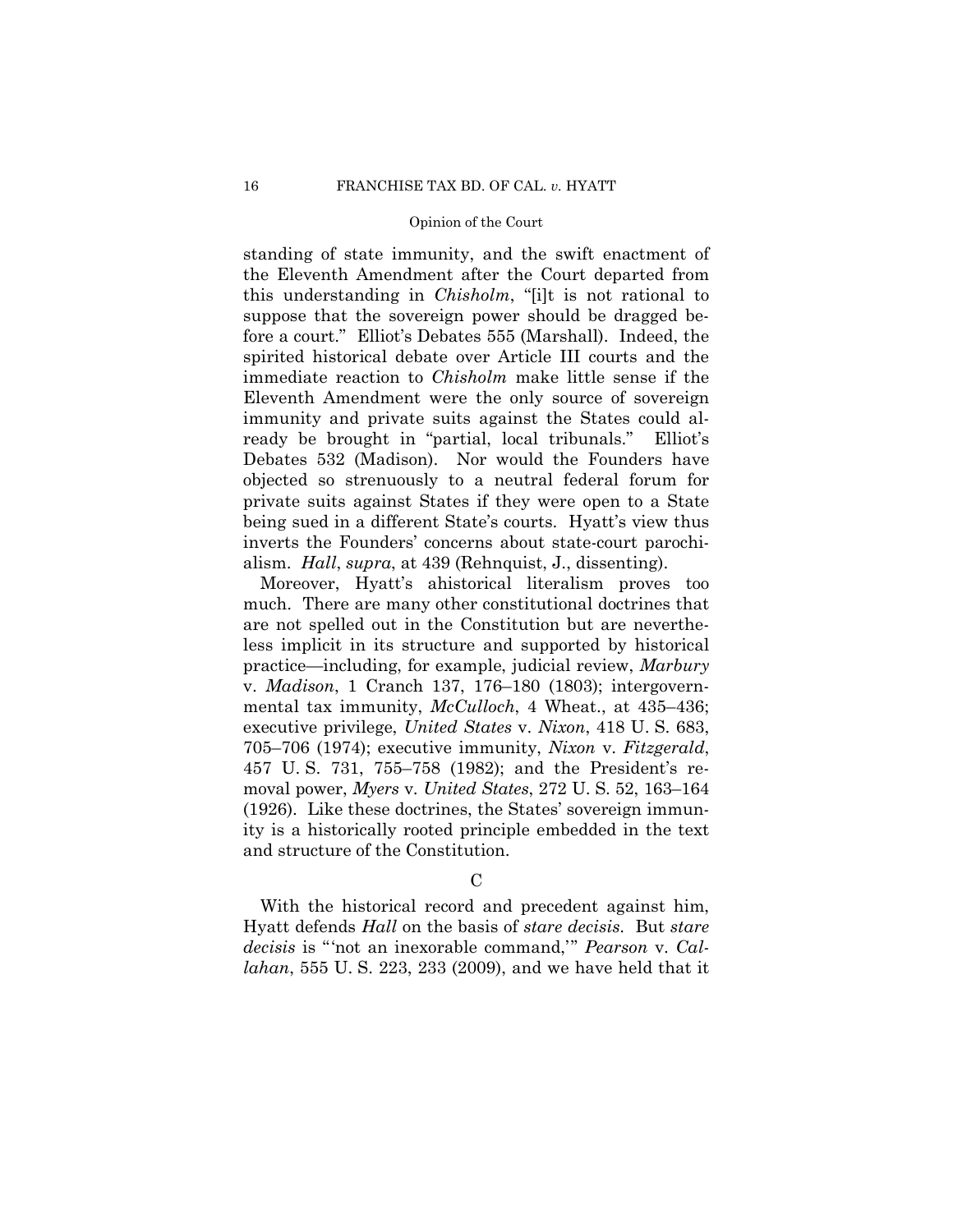standing of state immunity, and the swift enactment of the Eleventh Amendment after the Court departed from this understanding in *Chisholm*, "[i]t is not rational to suppose that the sovereign power should be dragged before a court." Elliot's Debates 555 (Marshall). Indeed, the spirited historical debate over Article III courts and the immediate reaction to *Chisholm* make little sense if the Eleventh Amendment were the only source of sovereign immunity and private suits against the States could already be brought in "partial, local tribunals." Elliot's Debates 532 (Madison). Nor would the Founders have objected so strenuously to a neutral federal forum for private suits against States if they were open to a State being sued in a different State's courts. Hyatt's view thus inverts the Founders' concerns about state-court parochialism. *Hall*, *supra*, at 439 (Rehnquist, J., dissenting).

Moreover, Hyatt's ahistorical literalism proves too much. There are many other constitutional doctrines that are not spelled out in the Constitution but are nevertheless implicit in its structure and supported by historical practice—including, for example, judicial review, *Marbury* v. *Madison*, 1 Cranch 137, 176–180 (1803); intergovernmental tax immunity, *McCulloch*, 4 Wheat., at 435–436; executive privilege, *United States* v. *Nixon*, 418 U. S. 683, 705–706 (1974); executive immunity, *Nixon* v. *Fitzgerald*, 457 U. S. 731, 755–758 (1982); and the President's removal power, *Myers* v. *United States*, 272 U. S. 52, 163–164 (1926). Like these doctrines, the States' sovereign immunity is a historically rooted principle embedded in the text and structure of the Constitution.

C

With the historical record and precedent against him, Hyatt defends *Hall* on the basis of *stare decisis*. But *stare decisis* is "'not an inexorable command,'" *Pearson* v. *Callahan*, 555 U. S. 223, 233 (2009), and we have held that it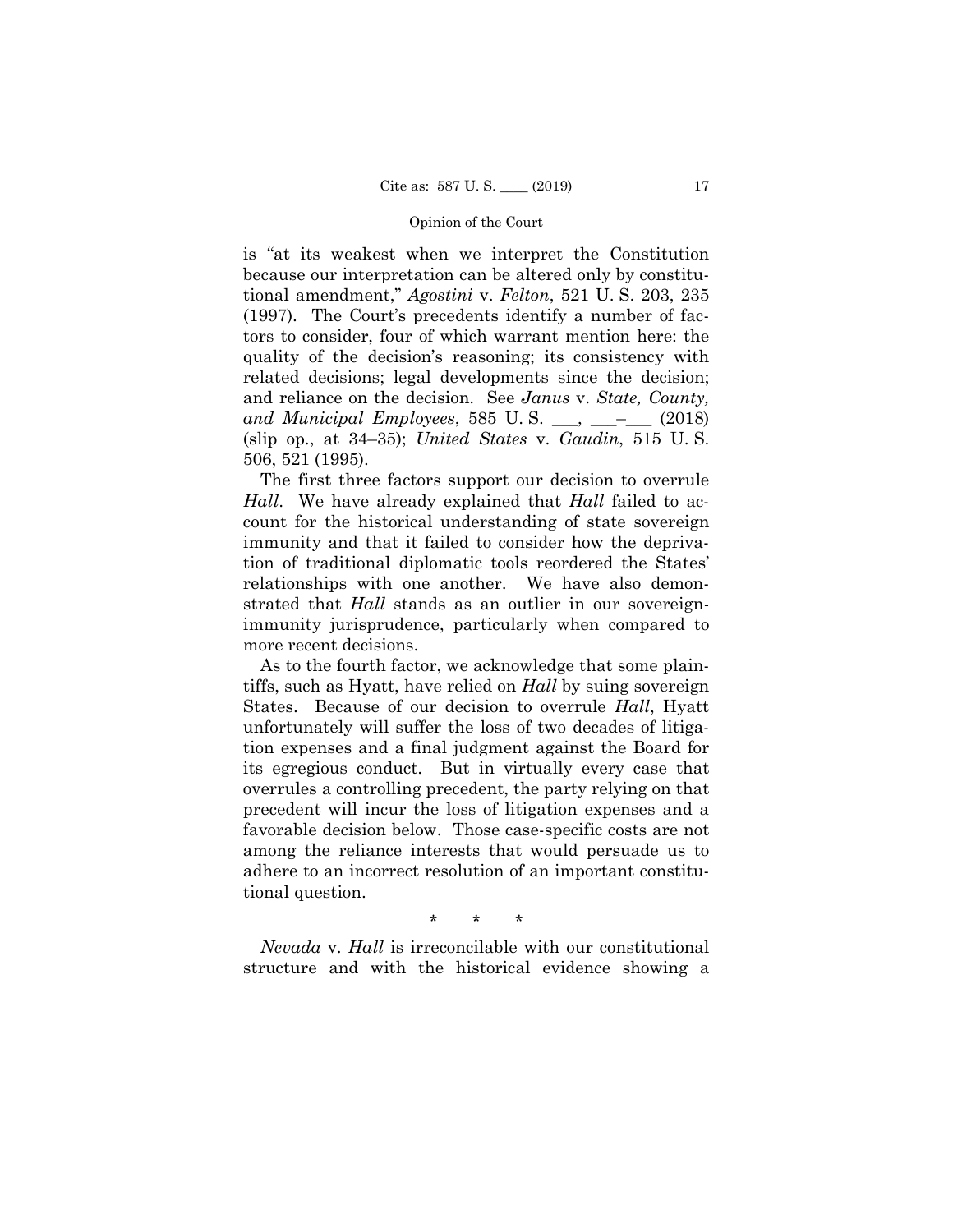is "at its weakest when we interpret the Constitution because our interpretation can be altered only by constitutional amendment," *Agostini* v. *Felton*, 521 U. S. 203, 235 (1997). The Court's precedents identify a number of factors to consider, four of which warrant mention here: the quality of the decision's reasoning; its consistency with related decisions; legal developments since the decision; and reliance on the decision. See *Janus* v. *State, County, and Municipal Employees*, 585 U. S. \_\_\_, \_\_\_–\_\_\_ (2018) (slip op., at 34–35); *United States* v. *Gaudin*, 515 U. S. 506, 521 (1995).

The first three factors support our decision to overrule *Hall*. We have already explained that *Hall* failed to account for the historical understanding of state sovereign immunity and that it failed to consider how the deprivation of traditional diplomatic tools reordered the States' relationships with one another. We have also demonstrated that *Hall* stands as an outlier in our sovereign-immunity jurisprudence, particularly when compared to more recent decisions.

As to the fourth factor, we acknowledge that some plaintiffs, such as Hyatt, have relied on *Hall* by suing sovereign States. Because of our decision to overrule *Hall*, Hyatt unfortunately will suffer the loss of two decades of litigation expenses and a final judgment against the Board for its egregious conduct. But in virtually every case that overrules a controlling precedent, the party relying on that precedent will incur the loss of litigation expenses and a favorable decision below. Those case-specific costs are not among the reliance interests that would persuade us to adhere to an incorrect resolution of an important constitutional question.

\* \* \*

*Nevada* v. *Hall* is irreconcilable with our constitutional structure and with the historical evidence showing a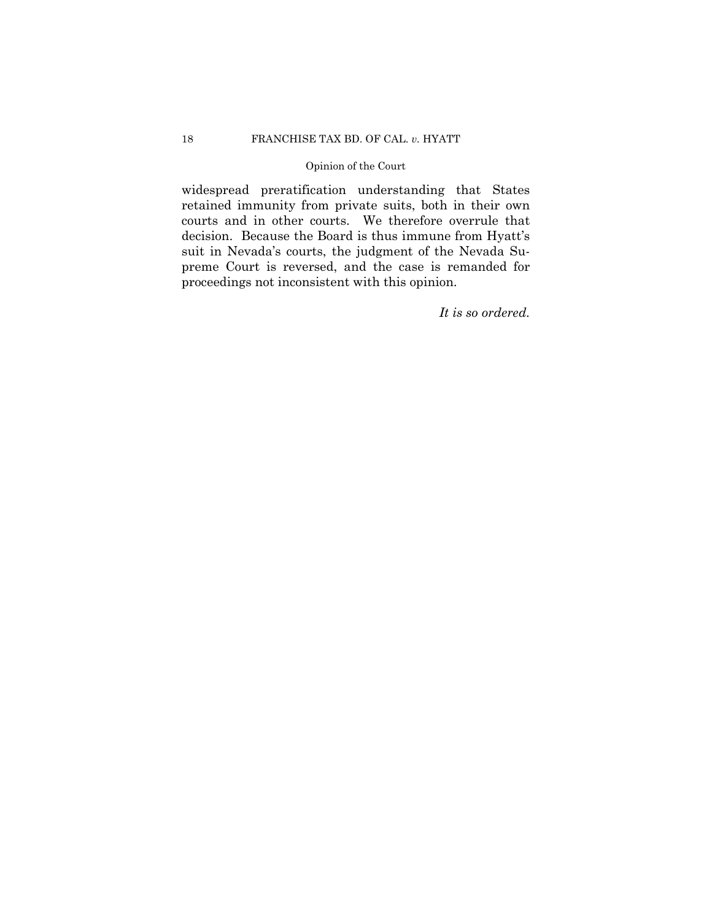widespread preratification understanding that States retained immunity from private suits, both in their own courts and in other courts. We therefore overrule that decision. Because the Board is thus immune from Hyatt's suit in Nevada's courts, the judgment of the Nevada Supreme Court is reversed, and the case is remanded for proceedings not inconsistent with this opinion.

*It is so ordered.*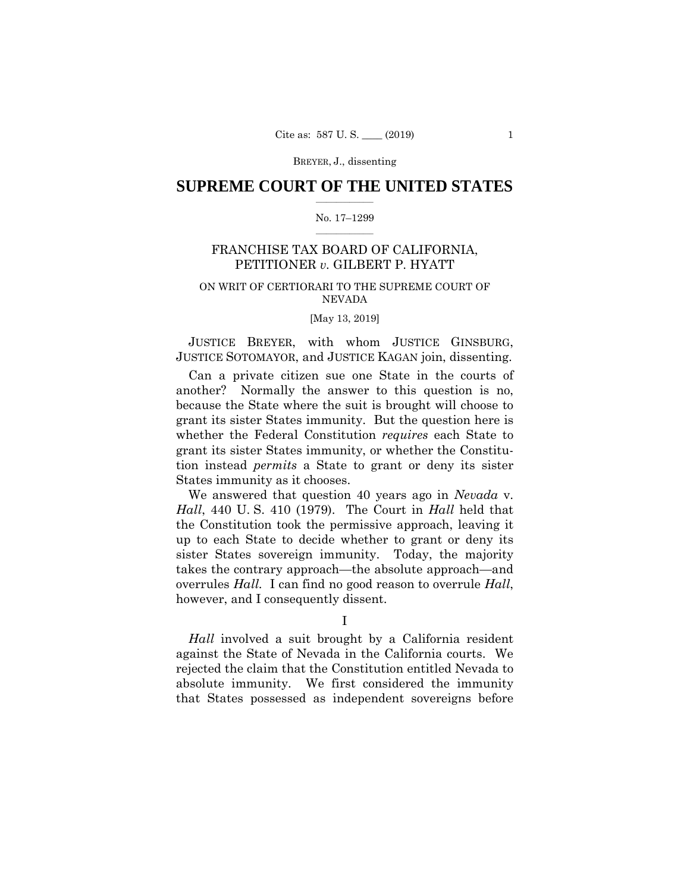# SUPREME COURT OF THE UNITED STATES

No. 17–1299

FRANCHISE TAX BOARD OF CALIFORNIA, PETITIONER *v.* GILBERT P. HYATT

ON WRIT OF CERTIORARI TO THE SUPREME COURT OF NEVADA

[May 13, 2019]

JUSTICE BREYER, with whom JUSTICE GINSBURG, JUSTICE SOTOMAYOR, and JUSTICE KAGAN join, dissenting.

Can a private citizen sue one State in the courts of another? Normally the answer to this question is no, because the State where the suit is brought will choose to grant its sister States immunity. But the question here is whether the Federal Constitution *requires* each State to grant its sister States immunity, or whether the Constitution instead *permits* a State to grant or deny its sister States immunity as it chooses.

We answered that question 40 years ago in *Nevada* v. *Hall*, 440 U. S. 410 (1979). The Court in *Hall* held that the Constitution took the permissive approach, leaving it up to each State to decide whether to grant or deny its sister States sovereign immunity. Today, the majority takes the contrary approach—the absolute approach—and overrules *Hall*. I can find no good reason to overrule *Hall*, however, and I consequently dissent.

I

*Hall* involved a suit brought by a California resident against the State of Nevada in the California courts. We rejected the claim that the Constitution entitled Nevada to absolute immunity. We first considered the immunity that States possessed as independent sovereigns before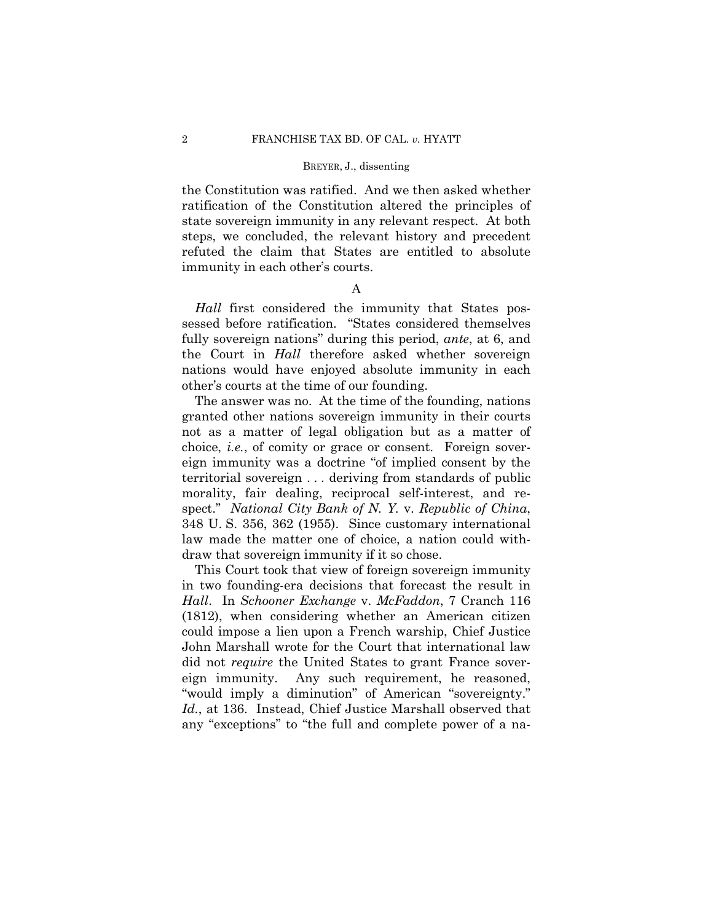the Constitution was ratified. And we then asked whether ratification of the Constitution altered the principles of state sovereign immunity in any relevant respect. At both steps, we concluded, the relevant history and precedent refuted the claim that States are entitled to absolute immunity in each other's courts.

### A

*Hall* first considered the immunity that States possessed before ratification. "States considered themselves fully sovereign nations" during this period, *ante*, at 6, and the Court in *Hall* therefore asked whether sovereign nations would have enjoyed absolute immunity in each other's courts at the time of our founding.

The answer was no. At the time of the founding, nations granted other nations sovereign immunity in their courts not as a matter of legal obligation but as a matter of choice, *i.e.*, of comity or grace or consent. Foreign sovereign immunity was a doctrine "of implied consent by the territorial sovereign . . . deriving from standards of public morality, fair dealing, reciprocal self-interest, and respect." *National City Bank of N. Y.* v. *Republic of China*, 348 U. S. 356, 362 (1955). Since customary international law made the matter one of choice, a nation could withdraw that sovereign immunity if it so chose.

This Court took that view of foreign sovereign immunity in two founding-era decisions that forecast the result in *Hall*. In *Schooner Exchange* v. *McFaddon*, 7 Cranch 116 (1812), when considering whether an American citizen could impose a lien upon a French warship, Chief Justice John Marshall wrote for the Court that international law did not *require* the United States to grant France sovereign immunity. Any such requirement, he reasoned, "would imply a diminution" of American "sovereignty." *Id.*, at 136. Instead, Chief Justice Marshall observed that any "exceptions" to "the full and complete power of a na-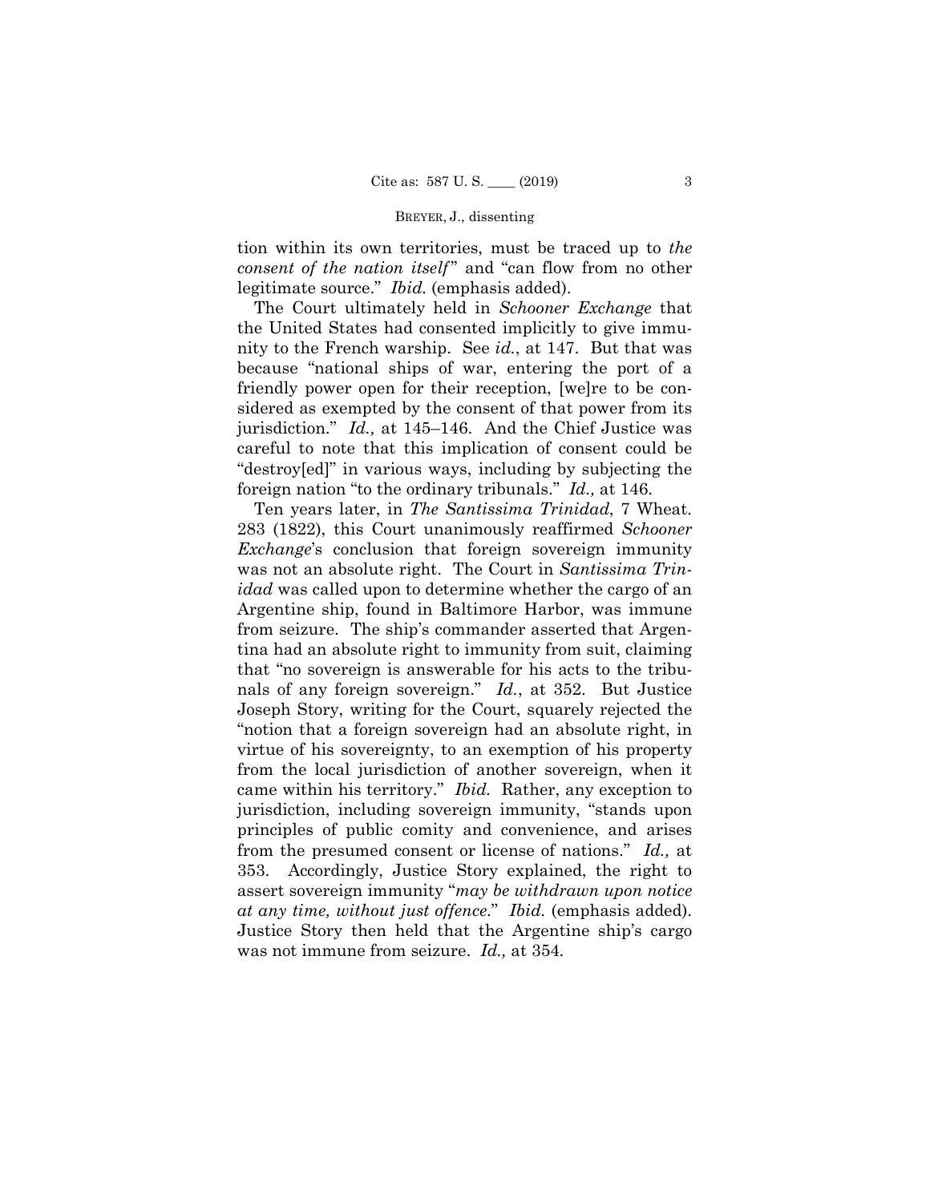tion within its own territories, must be traced up to *the consent of the nation itself*" and "can flow from no other legitimate source." *Ibid.* (emphasis added).

The Court ultimately held in *Schooner Exchange* that the United States had consented implicitly to give immunity to the French warship. See *id.*, at 147. But that was because "national ships of war, entering the port of a friendly power open for their reception, [we]re to be considered as exempted by the consent of that power from its jurisdiction." *Id.,* at 145–146. And the Chief Justice was careful to note that this implication of consent could be "destroy[ed]" in various ways, including by subjecting the foreign nation "to the ordinary tribunals." *Id.,* at 146.

Ten years later, in *The Santissima Trinidad*, 7 Wheat. 283 (1822), this Court unanimously reaffirmed *Schooner Exchange*'s conclusion that foreign sovereign immunity was not an absolute right. The Court in *Santissima Trinidad* was called upon to determine whether the cargo of an Argentine ship, found in Baltimore Harbor, was immune from seizure. The ship's commander asserted that Argentina had an absolute right to immunity from suit, claiming that "no sovereign is answerable for his acts to the tribunals of any foreign sovereign." *Id.*, at 352. But Justice Joseph Story, writing for the Court, squarely rejected the "notion that a foreign sovereign had an absolute right, in virtue of his sovereignty, to an exemption of his property from the local jurisdiction of another sovereign, when it came within his territory." *Ibid.* Rather, any exception to jurisdiction, including sovereign immunity, "stands upon principles of public comity and convenience, and arises from the presumed consent or license of nations." *Id.,* at 353. Accordingly, Justice Story explained, the right to assert sovereign immunity "*may be withdrawn upon notice at any time, without just offence*." *Ibid.* (emphasis added). Justice Story then held that the Argentine ship's cargo was not immune from seizure. *Id.,* at 354.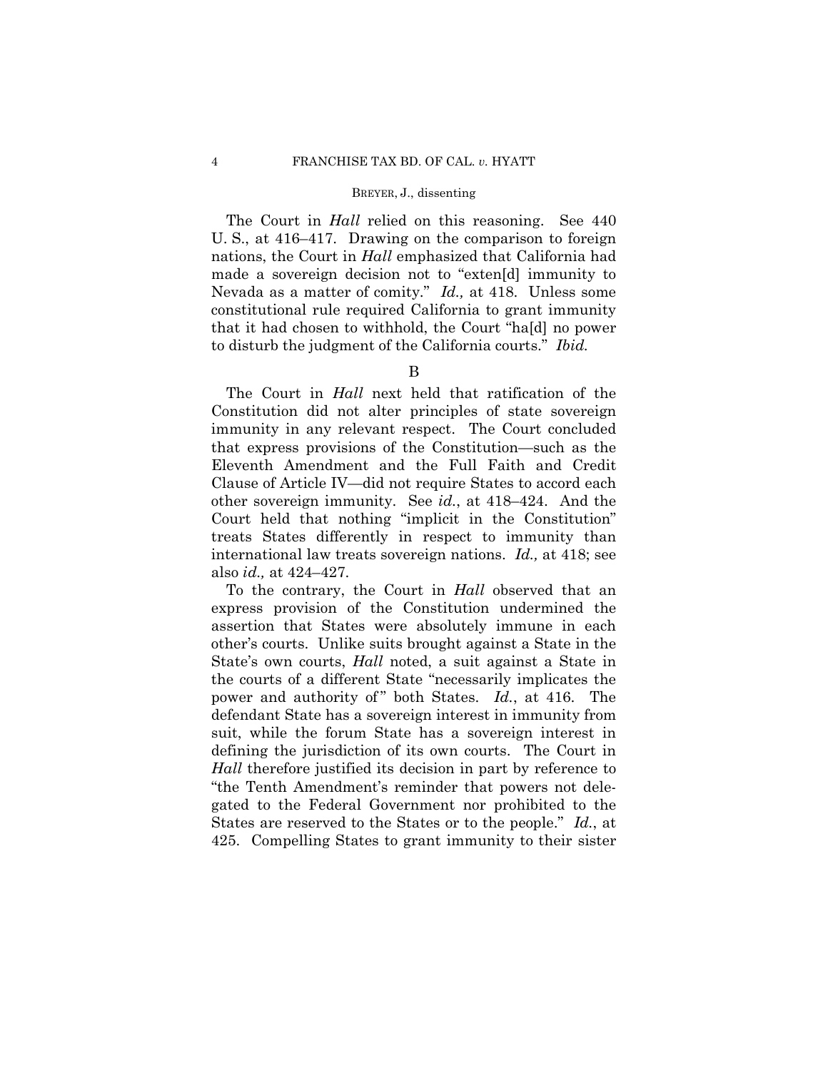The Court in *Hall* relied on this reasoning. See 440 U. S., at 416–417. Drawing on the comparison to foreign nations, the Court in *Hall* emphasized that California had made a sovereign decision not to "exten[d] immunity to Nevada as a matter of comity." *Id.,* at 418. Unless some constitutional rule required California to grant immunity that it had chosen to withhold, the Court "ha[d] no power to disturb the judgment of the California courts." *Ibid.*

B

The Court in *Hall* next held that ratification of the Constitution did not alter principles of state sovereign immunity in any relevant respect. The Court concluded that express provisions of the Constitution—such as the Eleventh Amendment and the Full Faith and Credit Clause of Article IV—did not require States to accord each other sovereign immunity. See *id.*, at 418–424. And the Court held that nothing "implicit in the Constitution" treats States differently in respect to immunity than international law treats sovereign nations. *Id.,* at 418; see also *id.,* at 424–427.

To the contrary, the Court in *Hall* observed that an express provision of the Constitution undermined the assertion that States were absolutely immune in each other's courts. Unlike suits brought against a State in the State's own courts, *Hall* noted, a suit against a State in the courts of a different State "necessarily implicates the power and authority of" both States. *Id.*, at 416. The defendant State has a sovereign interest in immunity from suit, while the forum State has a sovereign interest in defining the jurisdiction of its own courts. The Court in *Hall* therefore justified its decision in part by reference to "the Tenth Amendment's reminder that powers not delegated to the Federal Government nor prohibited to the States are reserved to the States or to the people." *Id.*, at 425. Compelling States to grant immunity to their sister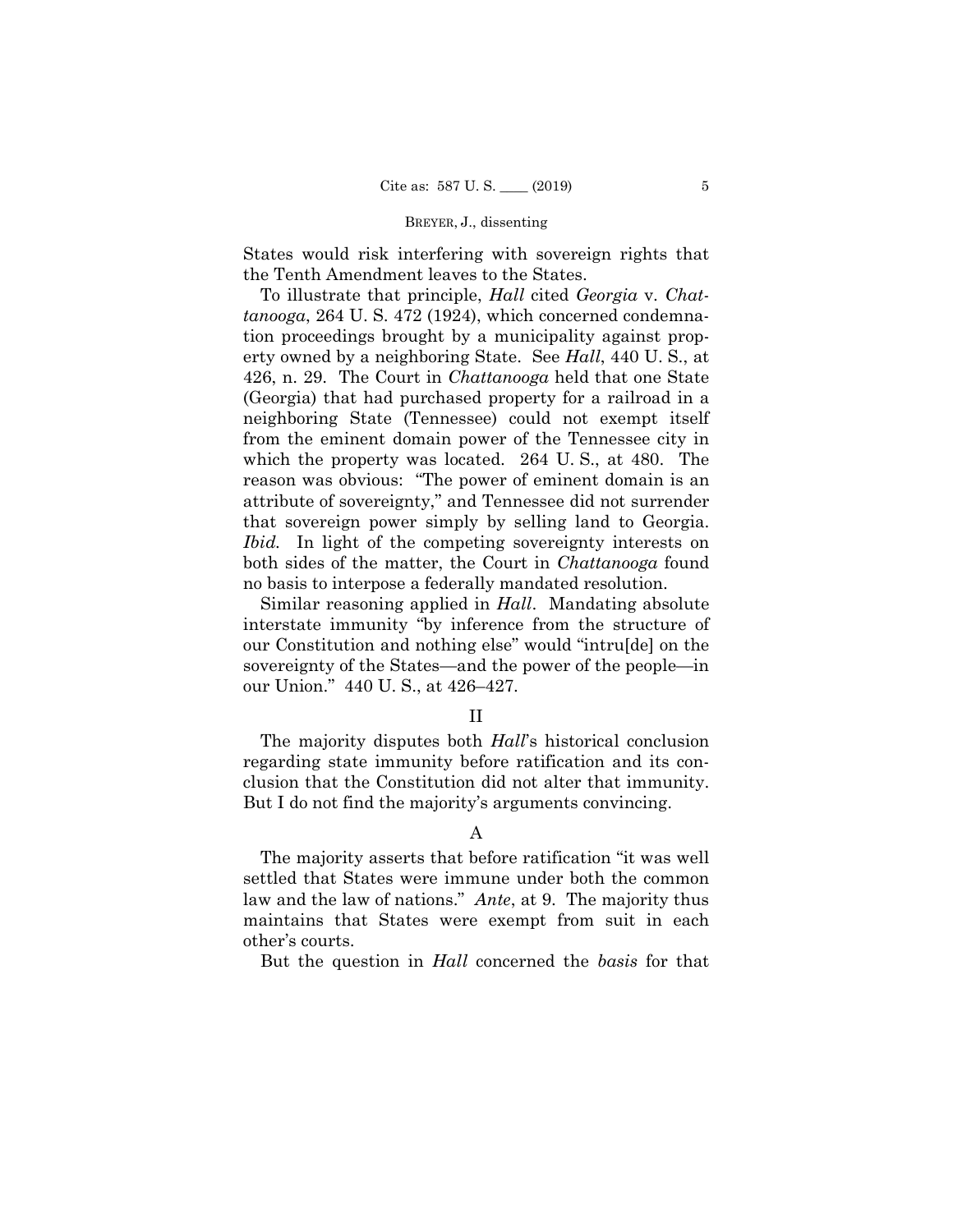States would risk interfering with sovereign rights that the Tenth Amendment leaves to the States.

To illustrate that principle, *Hall* cited *Georgia* v. *Chattanooga*, 264 U. S. 472 (1924), which concerned condemnation proceedings brought by a municipality against property owned by a neighboring State. See *Hall*, 440 U. S., at 426, n. 29. The Court in *Chattanooga* held that one State (Georgia) that had purchased property for a railroad in a neighboring State (Tennessee) could not exempt itself from the eminent domain power of the Tennessee city in which the property was located. 264 U. S., at 480. The reason was obvious: "The power of eminent domain is an attribute of sovereignty," and Tennessee did not surrender that sovereign power simply by selling land to Georgia. *Ibid.* In light of the competing sovereignty interests on both sides of the matter, the Court in *Chattanooga* found no basis to interpose a federally mandated resolution.

Similar reasoning applied in *Hall*. Mandating absolute interstate immunity "by inference from the structure of our Constitution and nothing else" would "intru[de] on the sovereignty of the States—and the power of the people—in our Union." 440 U. S., at 426–427.

## II

The majority disputes both *Hall*'s historical conclusion regarding state immunity before ratification and its conclusion that the Constitution did not alter that immunity. But I do not find the majority's arguments convincing.

### A

The majority asserts that before ratification "it was well settled that States were immune under both the common law and the law of nations." *Ante*, at 9. The majority thus maintains that States were exempt from suit in each other's courts.

But the question in *Hall* concerned the *basis* for that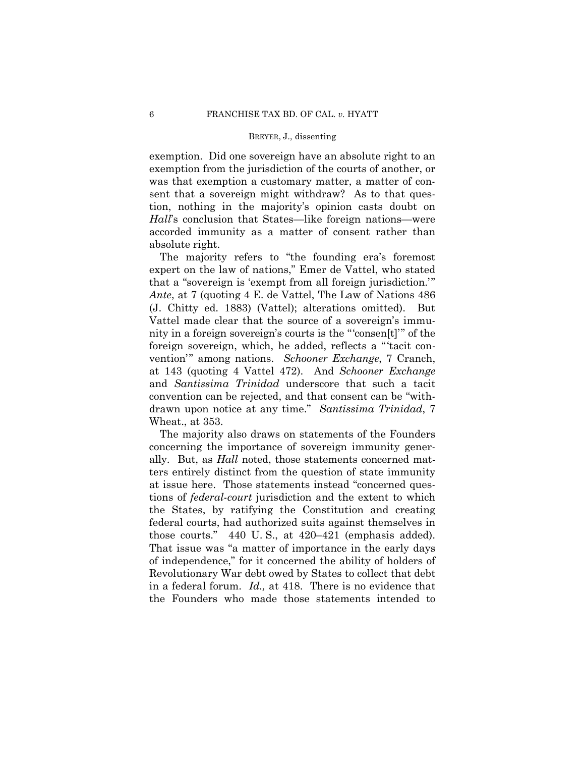exemption. Did one sovereign have an absolute right to an exemption from the jurisdiction of the courts of another, or was that exemption a customary matter, a matter of consent that a sovereign might withdraw? As to that question, nothing in the majority's opinion casts doubt on *Hall*'s conclusion that States—like foreign nations—were accorded immunity as a matter of consent rather than absolute right.

The majority refers to "the founding era's foremost expert on the law of nations," Emer de Vattel, who stated that a "sovereign is 'exempt from all foreign jurisdiction.'" *Ante*, at 7 (quoting 4 E. de Vattel, The Law of Nations 486 (J. Chitty ed. 1883) (Vattel); alterations omitted). But Vattel made clear that the source of a sovereign's immunity in a foreign sovereign's courts is the "'consen[t]'" of the foreign sovereign, which, he added, reflects a "'tacit convention'" among nations. *Schooner Exchange*, 7 Cranch, at 143 (quoting 4 Vattel 472). And *Schooner Exchange* and *Santissima Trinidad* underscore that such a tacit convention can be rejected, and that consent can be "withdrawn upon notice at any time." *Santissima Trinidad*, 7 Wheat., at 353.

The majority also draws on statements of the Founders concerning the importance of sovereign immunity generally. But, as *Hall* noted, those statements concerned matters entirely distinct from the question of state immunity at issue here. Those statements instead "concerned questions of *federal-court* jurisdiction and the extent to which the States, by ratifying the Constitution and creating federal courts, had authorized suits against themselves in those courts." 440 U. S., at 420–421 (emphasis added). That issue was "a matter of importance in the early days of independence," for it concerned the ability of holders of Revolutionary War debt owed by States to collect that debt in a federal forum. *Id.,* at 418. There is no evidence that the Founders who made those statements intended to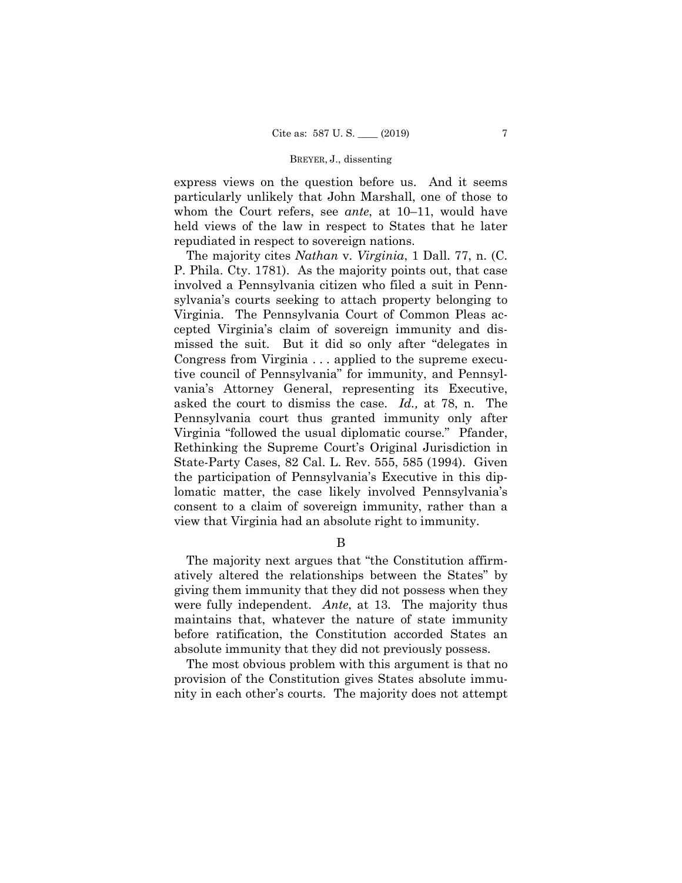express views on the question before us. And it seems particularly unlikely that John Marshall, one of those to whom the Court refers, see *ante*, at 10–11, would have held views of the law in respect to States that he later repudiated in respect to sovereign nations.

The majority cites *Nathan* v. *Virginia*, 1 Dall. 77, n. (C. P. Phila. Cty. 1781). As the majority points out, that case involved a Pennsylvania citizen who filed a suit in Pennsylvania's courts seeking to attach property belonging to Virginia. The Pennsylvania Court of Common Pleas accepted Virginia's claim of sovereign immunity and dismissed the suit. But it did so only after "delegates in Congress from Virginia . . . applied to the supreme executive council of Pennsylvania" for immunity, and Pennsylvania's Attorney General, representing its Executive, asked the court to dismiss the case. *Id.,* at 78, n. The Pennsylvania court thus granted immunity only after Virginia "followed the usual diplomatic course." Pfander, Rethinking the Supreme Court's Original Jurisdiction in State-Party Cases, 82 Cal. L. Rev. 555, 585 (1994). Given the participation of Pennsylvania's Executive in this diplomatic matter, the case likely involved Pennsylvania's consent to a claim of sovereign immunity, rather than a view that Virginia had an absolute right to immunity.

B

The majority next argues that "the Constitution affirmatively altered the relationships between the States" by giving them immunity that they did not possess when they were fully independent. *Ante*, at 13. The majority thus maintains that, whatever the nature of state immunity before ratification, the Constitution accorded States an absolute immunity that they did not previously possess.

The most obvious problem with this argument is that no provision of the Constitution gives States absolute immunity in each other's courts. The majority does not attempt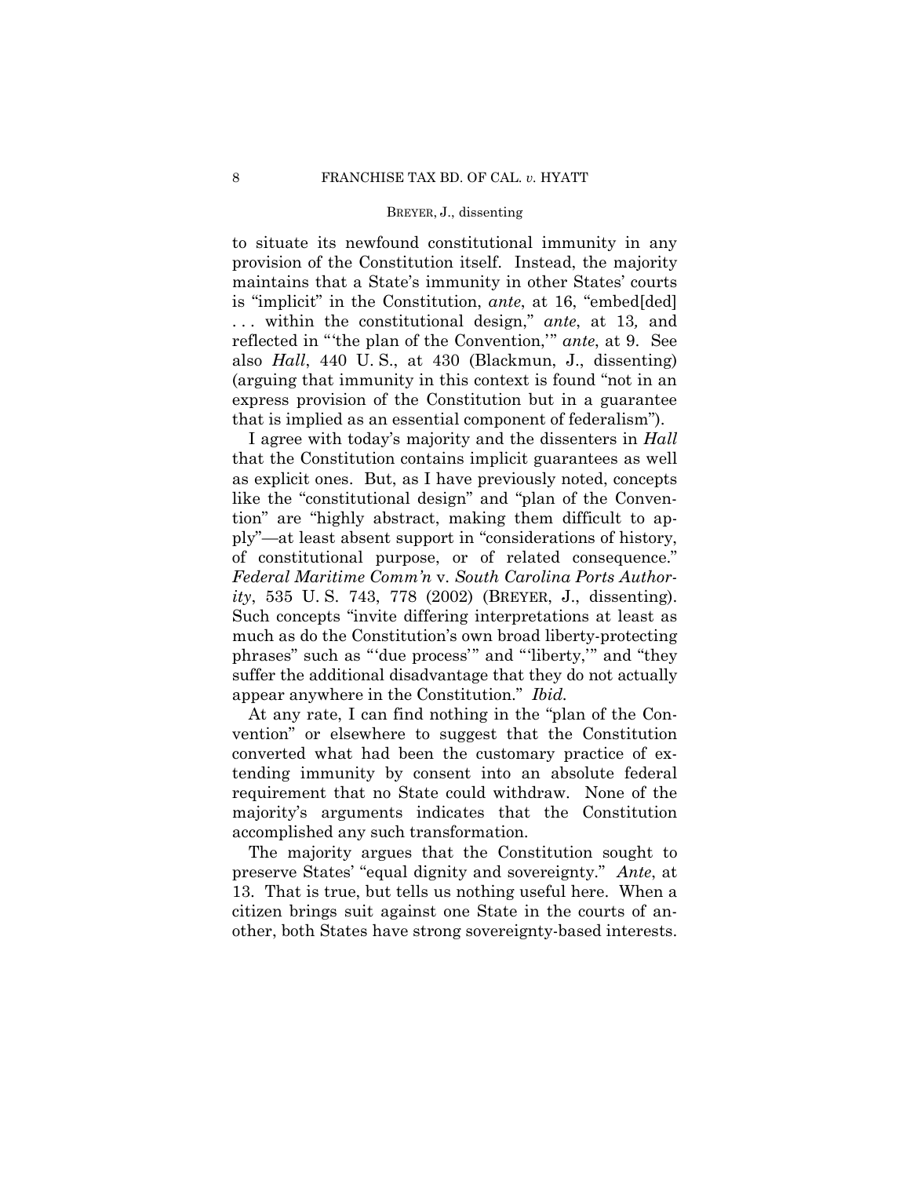to situate its newfound constitutional immunity in any provision of the Constitution itself. Instead, the majority maintains that a State's immunity in other States' courts is "implicit" in the Constitution, *ante*, at 16, "embed[ded] . . . within the constitutional design," *ante*, at 13, and reflected in "'the plan of the Convention,'" *ante*, at 9. See also *Hall*, 440 U. S., at 430 (Blackmun, J., dissenting) (arguing that immunity in this context is found "not in an express provision of the Constitution but in a guarantee that is implied as an essential component of federalism").

I agree with today's majority and the dissenters in *Hall* that the Constitution contains implicit guarantees as well as explicit ones. But, as I have previously noted, concepts like the "constitutional design" and "plan of the Convention" are "highly abstract, making them difficult to apply"—at least absent support in "considerations of history, of constitutional purpose, or of related consequence." *Federal Maritime Comm'n* v. *South Carolina Ports Authority*, 535 U. S. 743, 778 (2002) (BREYER, J., dissenting). Such concepts "invite differing interpretations at least as much as do the Constitution's own broad liberty-protecting phrases" such as "'due process'" and "'liberty,'" and "they suffer the additional disadvantage that they do not actually appear anywhere in the Constitution." *Ibid.*

At any rate, I can find nothing in the "plan of the Convention" or elsewhere to suggest that the Constitution converted what had been the customary practice of extending immunity by consent into an absolute federal requirement that no State could withdraw. None of the majority's arguments indicates that the Constitution accomplished any such transformation.

The majority argues that the Constitution sought to preserve States' "equal dignity and sovereignty." *Ante*, at 13. That is true, but tells us nothing useful here. When a citizen brings suit against one State in the courts of another, both States have strong sovereignty-based interests.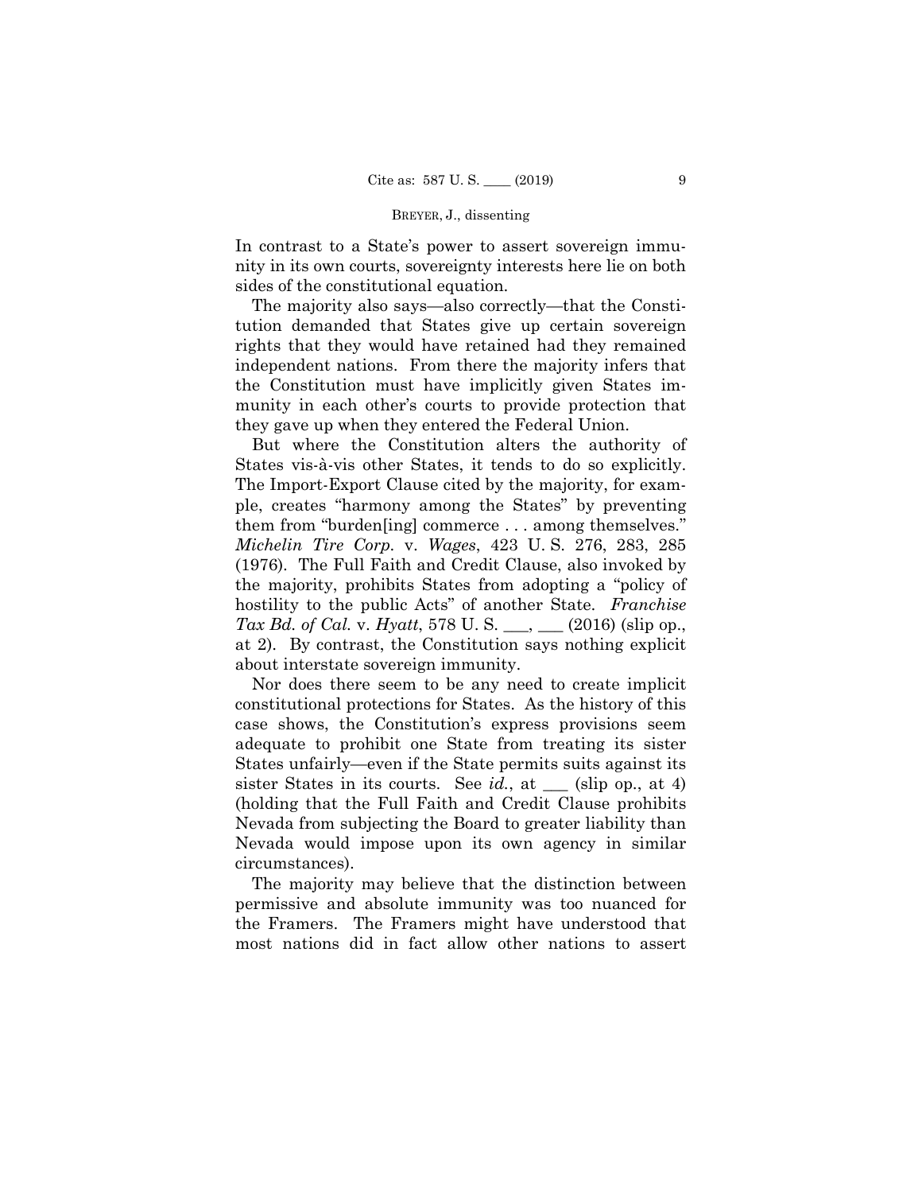In contrast to a State's power to assert sovereign immunity in its own courts, sovereignty interests here lie on both sides of the constitutional equation.

The majority also says—also correctly—that the Constitution demanded that States give up certain sovereign rights that they would have retained had they remained independent nations. From there the majority infers that the Constitution must have implicitly given States immunity in each other's courts to provide protection that they gave up when they entered the Federal Union.

But where the Constitution alters the authority of States vis-à-vis other States, it tends to do so explicitly. The Import-Export Clause cited by the majority, for example, creates "harmony among the States" by preventing them from "burden[ing] commerce . . . among themselves." *Michelin Tire Corp.* v. *Wages*, 423 U. S. 276, 283, 285 (1976). The Full Faith and Credit Clause, also invoked by the majority, prohibits States from adopting a "policy of hostility to the public Acts" of another State. *Franchise Tax Bd. of Cal.* v. *Hyatt*, 578 U. S. \_\_\_, \_\_\_ (2016) (slip op., at 2). By contrast, the Constitution says nothing explicit about interstate sovereign immunity.

Nor does there seem to be any need to create implicit constitutional protections for States. As the history of this case shows, the Constitution's express provisions seem adequate to prohibit one State from treating its sister States unfairly—even if the State permits suits against its sister States in its courts. See *id.*, at \_\_\_ (slip op., at 4) (holding that the Full Faith and Credit Clause prohibits Nevada from subjecting the Board to greater liability than Nevada would impose upon its own agency in similar circumstances).

The majority may believe that the distinction between permissive and absolute immunity was too nuanced for the Framers. The Framers might have understood that most nations did in fact allow other nations to assert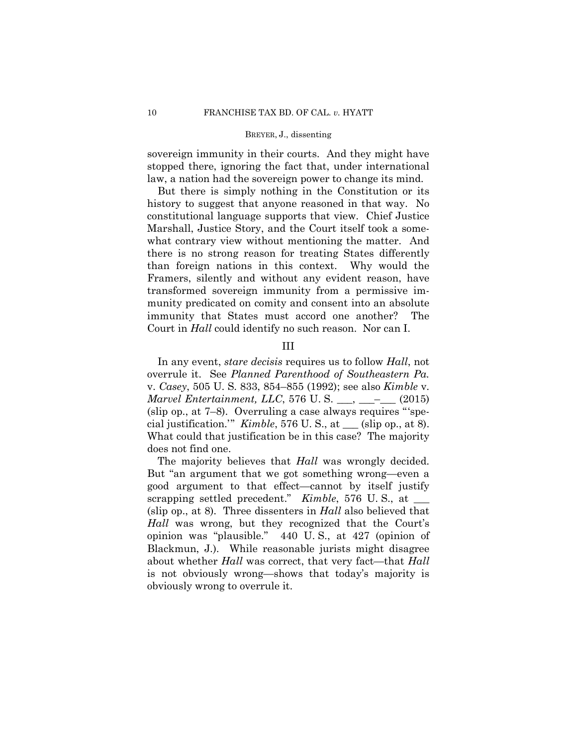sovereign immunity in their courts. And they might have stopped there, ignoring the fact that, under international law, a nation had the sovereign power to change its mind.

But there is simply nothing in the Constitution or its history to suggest that anyone reasoned in that way. No constitutional language supports that view. Chief Justice Marshall, Justice Story, and the Court itself took a somewhat contrary view without mentioning the matter. And there is no strong reason for treating States differently than foreign nations in this context. Why would the Framers, silently and without any evident reason, have transformed sovereign immunity from a permissive immunity predicated on comity and consent into an absolute immunity that States must accord one another? The Court in *Hall* could identify no such reason. Nor can I.

## III

In any event, *stare decisis* requires us to follow *Hall*, not overrule it. See *Planned Parenthood of Southeastern Pa.* v. *Casey*, 505 U. S. 833, 854–855 (1992); see also *Kimble* v. *Marvel Entertainment, LLC*, 576 U. S. ___, ___–___ (2015) (slip op., at 7–8). Overruling a case always requires "'special justification.'" *Kimble*, 576 U. S., at ___ (slip op., at 8). What could that justification be in this case? The majority does not find one.

The majority believes that *Hall* was wrongly decided. But "an argument that we got something wrong—even a good argument to that effect—cannot by itself justify scrapping settled precedent." *Kimble*, 576 U. S., at ___ (slip op., at 8). Three dissenters in *Hall* also believed that *Hall* was wrong, but they recognized that the Court's opinion was "plausible." 440 U. S., at 427 (opinion of Blackmun, J.). While reasonable jurists might disagree about whether *Hall* was correct, that very fact—that *Hall* is not obviously wrong—shows that today's majority is obviously wrong to overrule it.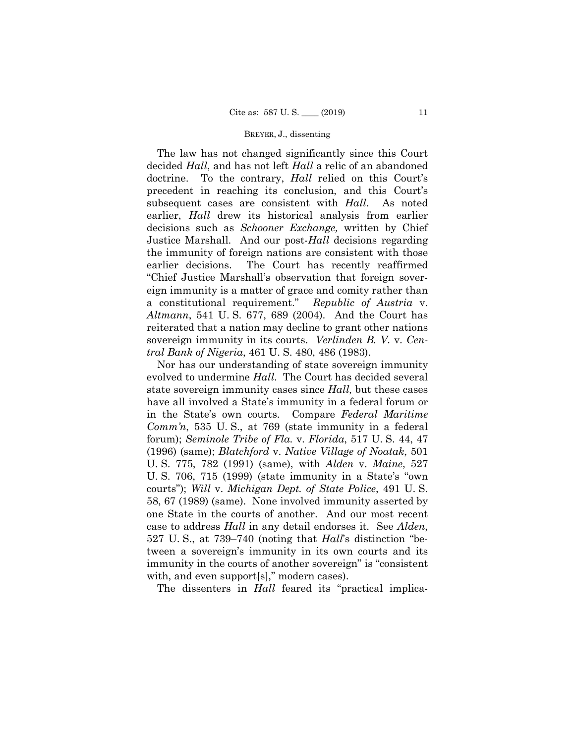The law has not changed significantly since this Court decided *Hall*, and has not left *Hall* a relic of an abandoned doctrine. To the contrary, *Hall* relied on this Court's precedent in reaching its conclusion, and this Court's subsequent cases are consistent with *Hall*. As noted earlier, *Hall* drew its historical analysis from earlier decisions such as *Schooner Exchange,* written by Chief Justice Marshall. And our post-*Hall* decisions regarding the immunity of foreign nations are consistent with those earlier decisions. The Court has recently reaffirmed "Chief Justice Marshall's observation that foreign sovereign immunity is a matter of grace and comity rather than a constitutional requirement." *Republic of Austria* v. *Altmann*, 541 U. S. 677, 689 (2004). And the Court has reiterated that a nation may decline to grant other nations sovereign immunity in its courts. *Verlinden B. V.* v. *Central Bank of Nigeria*, 461 U. S. 480, 486 (1983).

Nor has our understanding of state sovereign immunity evolved to undermine *Hall*. The Court has decided several state sovereign immunity cases since *Hall,* but these cases have all involved a State's immunity in a federal forum or in the State's own courts. Compare *Federal Maritime Comm'n*, 535 U. S., at 769 (state immunity in a federal forum); *Seminole Tribe of Fla.* v. *Florida*, 517 U. S. 44, 47 (1996) (same); *Blatchford* v. *Native Village of Noatak*, 501 U. S. 775, 782 (1991) (same), with *Alden* v. *Maine*, 527 U. S. 706, 715 (1999) (state immunity in a State's "own courts"); *Will* v. *Michigan Dept. of State Police*, 491 U. S. 58, 67 (1989) (same). None involved immunity asserted by one State in the courts of another. And our most recent case to address *Hall* in any detail endorses it. See *Alden*, 527 U. S., at 739–740 (noting that *Hall*'s distinction "between a sovereign's immunity in its own courts and its immunity in the courts of another sovereign" is "consistent with, and even support[s]," modern cases).

The dissenters in *Hall* feared its "practical implica-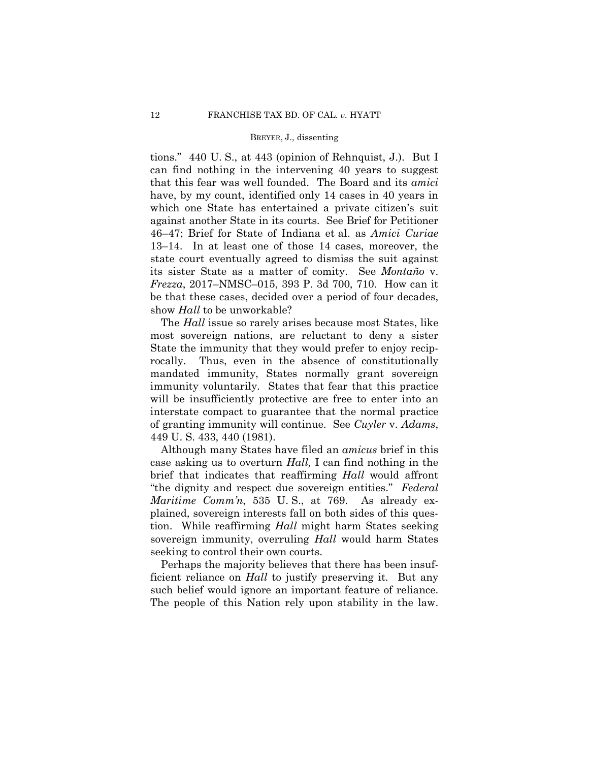tions." 440 U. S., at 443 (opinion of Rehnquist, J.). But I can find nothing in the intervening 40 years to suggest that this fear was well founded. The Board and its *amici* have, by my count, identified only 14 cases in 40 years in which one State has entertained a private citizen's suit against another State in its courts. See Brief for Petitioner 46–47; Brief for State of Indiana et al. as *Amici Curiae* 13–14. In at least one of those 14 cases, moreover, the state court eventually agreed to dismiss the suit against its sister State as a matter of comity. See *Montaño* v. *Frezza*, 2017–NMSC–015, 393 P. 3d 700, 710. How can it be that these cases, decided over a period of four decades, show *Hall* to be unworkable?

The *Hall* issue so rarely arises because most States, like most sovereign nations, are reluctant to deny a sister State the immunity that they would prefer to enjoy reciprocally. Thus, even in the absence of constitutionally mandated immunity, States normally grant sovereign immunity voluntarily. States that fear that this practice will be insufficiently protective are free to enter into an interstate compact to guarantee that the normal practice of granting immunity will continue. See *Cuyler* v. *Adams*, 449 U. S. 433, 440 (1981).

Although many States have filed an *amicus* brief in this case asking us to overturn *Hall,* I can find nothing in the brief that indicates that reaffirming *Hall* would affront "the dignity and respect due sovereign entities." *Federal Maritime Comm'n*, 535 U. S., at 769. As already explained, sovereign interests fall on both sides of this question. While reaffirming *Hall* might harm States seeking sovereign immunity, overruling *Hall* would harm States seeking to control their own courts.

Perhaps the majority believes that there has been insufficient reliance on *Hall* to justify preserving it. But any such belief would ignore an important feature of reliance. The people of this Nation rely upon stability in the law.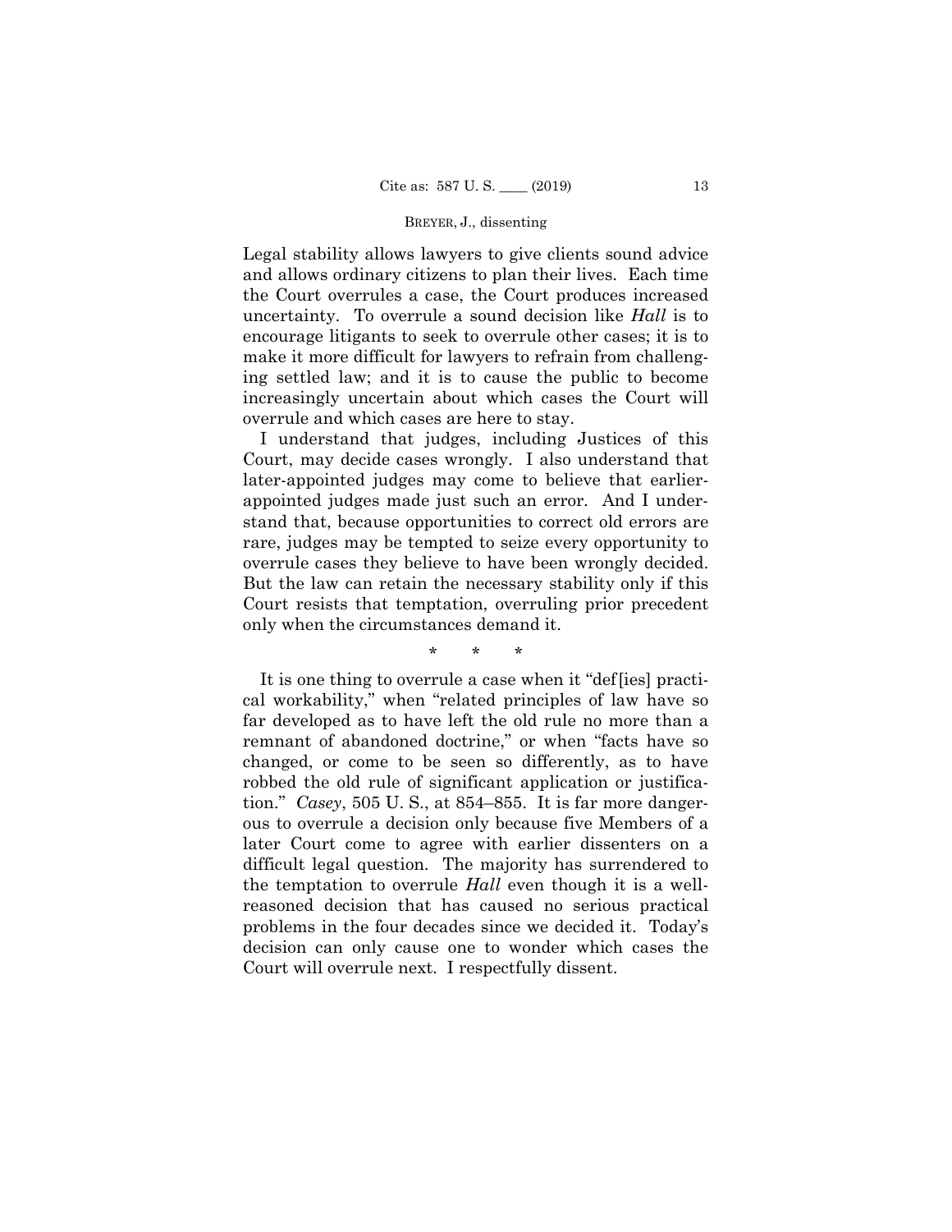Legal stability allows lawyers to give clients sound advice and allows ordinary citizens to plan their lives. Each time the Court overrules a case, the Court produces increased uncertainty. To overrule a sound decision like *Hall* is to encourage litigants to seek to overrule other cases; it is to make it more difficult for lawyers to refrain from challenging settled law; and it is to cause the public to become increasingly uncertain about which cases the Court will overrule and which cases are here to stay.

I understand that judges, including Justices of this Court, may decide cases wrongly. I also understand that later-appointed judges may come to believe that earlier-appointed judges made just such an error. And I understand that, because opportunities to correct old errors are rare, judges may be tempted to seize every opportunity to overrule cases they believe to have been wrongly decided. But the law can retain the necessary stability only if this Court resists that temptation, overruling prior precedent only when the circumstances demand it.

\* \* \*

It is one thing to overrule a case when it "def[ies] practical workability," when "related principles of law have so far developed as to have left the old rule no more than a remnant of abandoned doctrine," or when "facts have so changed, or come to be seen so differently, as to have robbed the old rule of significant application or justification." *Casey*, 505 U. S., at 854–855. It is far more dangerous to overrule a decision only because five Members of a later Court come to agree with earlier dissenters on a difficult legal question. The majority has surrendered to the temptation to overrule *Hall* even though it is a well-reasoned decision that has caused no serious practical problems in the four decades since we decided it. Today's decision can only cause one to wonder which cases the Court will overrule next. I respectfully dissent.